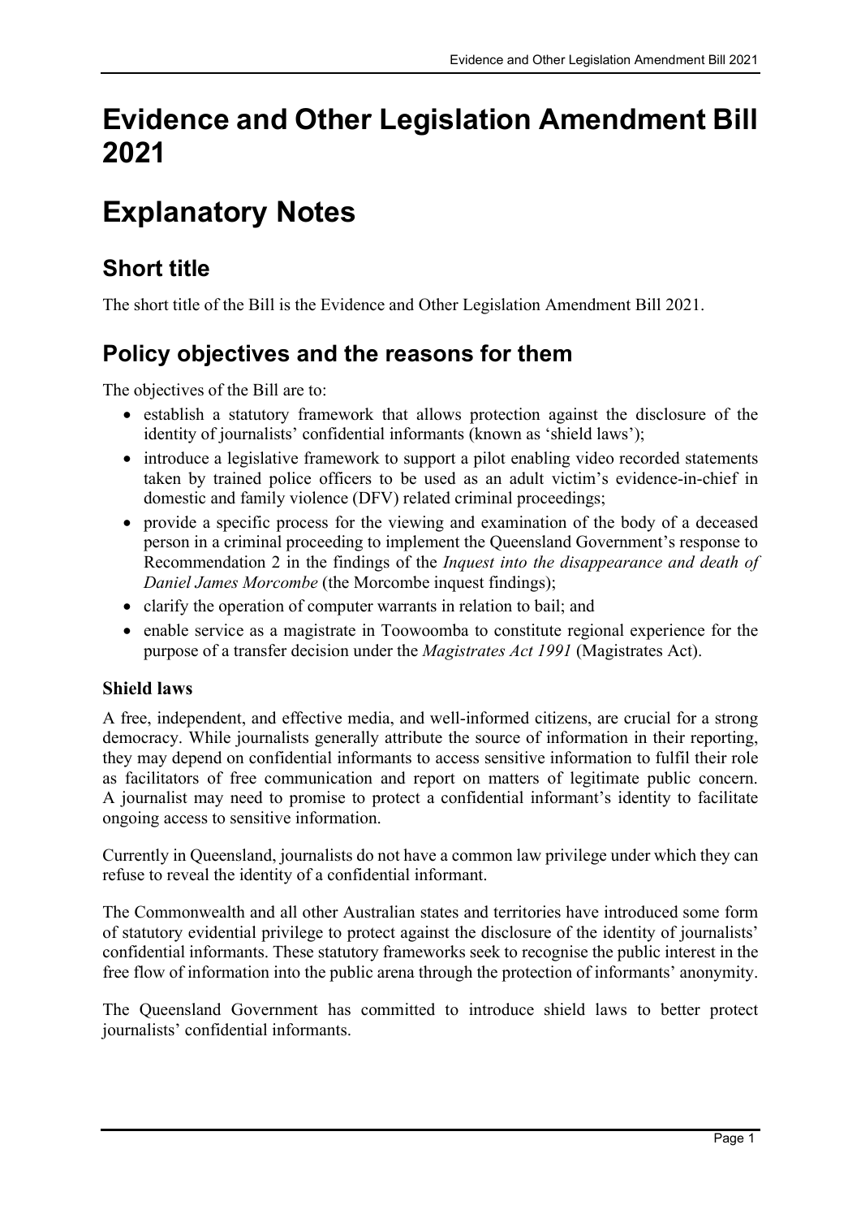# Evidence and Other Legislation Amendment Bill 2021

# Explanatory Notes

## Short title

The short title of the Bill is the Evidence and Other Legislation Amendment Bill 2021.

## Policy objectives and the reasons for them

The objectives of the Bill are to:

- establish a statutory framework that allows protection against the disclosure of the identity of journalists' confidential informants (known as 'shield laws');
- introduce a legislative framework to support a pilot enabling video recorded statements taken by trained police officers to be used as an adult victim's evidence-in-chief in domestic and family violence (DFV) related criminal proceedings;
- provide a specific process for the viewing and examination of the body of a deceased person in a criminal proceeding to implement the Queensland Government's response to Recommendation 2 in the findings of the *Inquest into the disappearance and death of Daniel James Morcombe* (the Morcombe inquest findings);
- clarify the operation of computer warrants in relation to bail; and
- enable service as a magistrate in Toowoomba to constitute regional experience for the purpose of a transfer decision under the *Magistrates Act 1991* (Magistrates Act).

### Shield laws

A free, independent, and effective media, and well-informed citizens, are crucial for a strong democracy. While journalists generally attribute the source of information in their reporting, they may depend on confidential informants to access sensitive information to fulfil their role as facilitators of free communication and report on matters of legitimate public concern. A journalist may need to promise to protect a confidential informant's identity to facilitate ongoing access to sensitive information.

Currently in Queensland, journalists do not have a common law privilege under which they can refuse to reveal the identity of a confidential informant.

The Commonwealth and all other Australian states and territories have introduced some form of statutory evidential privilege to protect against the disclosure of the identity of journalists' confidential informants. These statutory frameworks seek to recognise the public interest in the free flow of information into the public arena through the protection of informants' anonymity.

The Queensland Government has committed to introduce shield laws to better protect journalists' confidential informants.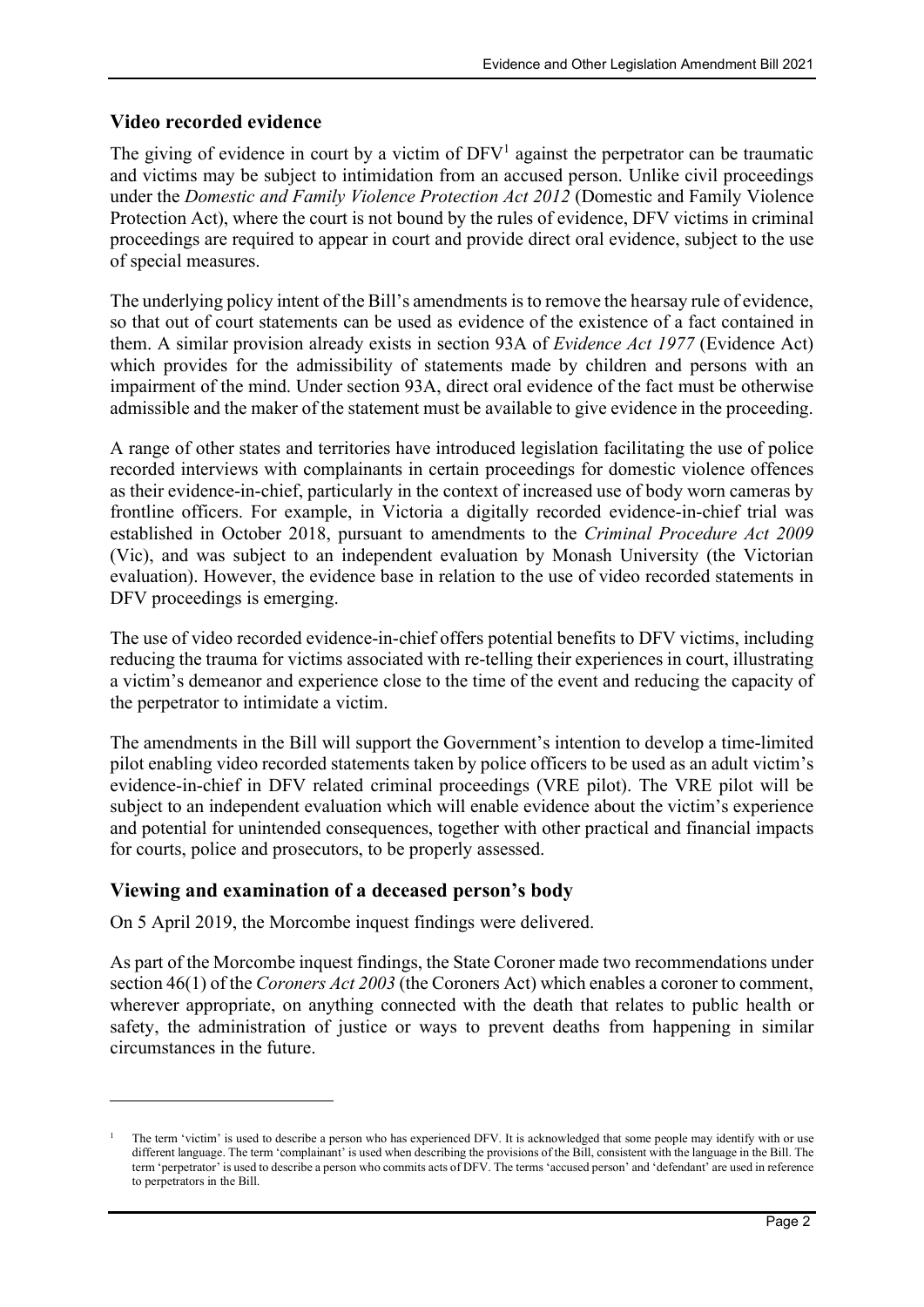## Video recorded evidence

The giving of evidence in court by a victim of DFV[1] against the perpetrator can be traumatic and victims may be subject to intimidation from an accused person. Unlike civil proceedings under the *Domestic and Family Violence Protection Act 2012* (Domestic and Family Violence Protection Act), where the court is not bound by the rules of evidence, DFV victims in criminal proceedings are required to appear in court and provide direct oral evidence, subject to the use of special measures.

The underlying policy intent of the Bill's amendments is to remove the hearsay rule of evidence, so that out of court statements can be used as evidence of the existence of a fact contained in them. A similar provision already exists in section 93A of *Evidence Act 1977* (Evidence Act) which provides for the admissibility of statements made by children and persons with an impairment of the mind. Under section 93A, direct oral evidence of the fact must be otherwise admissible and the maker of the statement must be available to give evidence in the proceeding.

A range of other states and territories have introduced legislation facilitating the use of police recorded interviews with complainants in certain proceedings for domestic violence offences as their evidence-in-chief, particularly in the context of increased use of body worn cameras by frontline officers. For example, in Victoria a digitally recorded evidence-in-chief trial was established in October 2018, pursuant to amendments to the *Criminal Procedure Act 2009* (Vic), and was subject to an independent evaluation by Monash University (the Victorian evaluation). However, the evidence base in relation to the use of video recorded statements in DFV proceedings is emerging.

The use of video recorded evidence-in-chief offers potential benefits to DFV victims, including reducing the trauma for victims associated with re-telling their experiences in court, illustrating a victim's demeanor and experience close to the time of the event and reducing the capacity of the perpetrator to intimidate a victim.

The amendments in the Bill will support the Government's intention to develop a time-limited pilot enabling video recorded statements taken by police officers to be used as an adult victim's evidence-in-chief in DFV related criminal proceedings (VRE pilot). The VRE pilot will be subject to an independent evaluation which will enable evidence about the victim's experience and potential for unintended consequences, together with other practical and financial impacts for courts, police and prosecutors, to be properly assessed.

## Viewing and examination of a deceased person's body

On 5 April 2019, the Morcombe inquest findings were delivered.

As part of the Morcombe inquest findings, the State Coroner made two recommendations under section 46(1) of the *Coroners Act 2003* (the Coroners Act) which enables a coroner to comment, wherever appropriate, on anything connected with the death that relates to public health or safety, the administration of justice or ways to prevent deaths from happening in similar circumstances in the future.

---

[1] The term 'victim' is used to describe a person who has experienced DFV. It is acknowledged that some people may identify with or use different language. The term 'complainant' is used when describing the provisions of the Bill, consistent with the language in the Bill. The term 'perpetrator' is used to describe a person who commits acts of DFV. The terms 'accused person' and 'defendant' are used in reference to perpetrators in the Bill.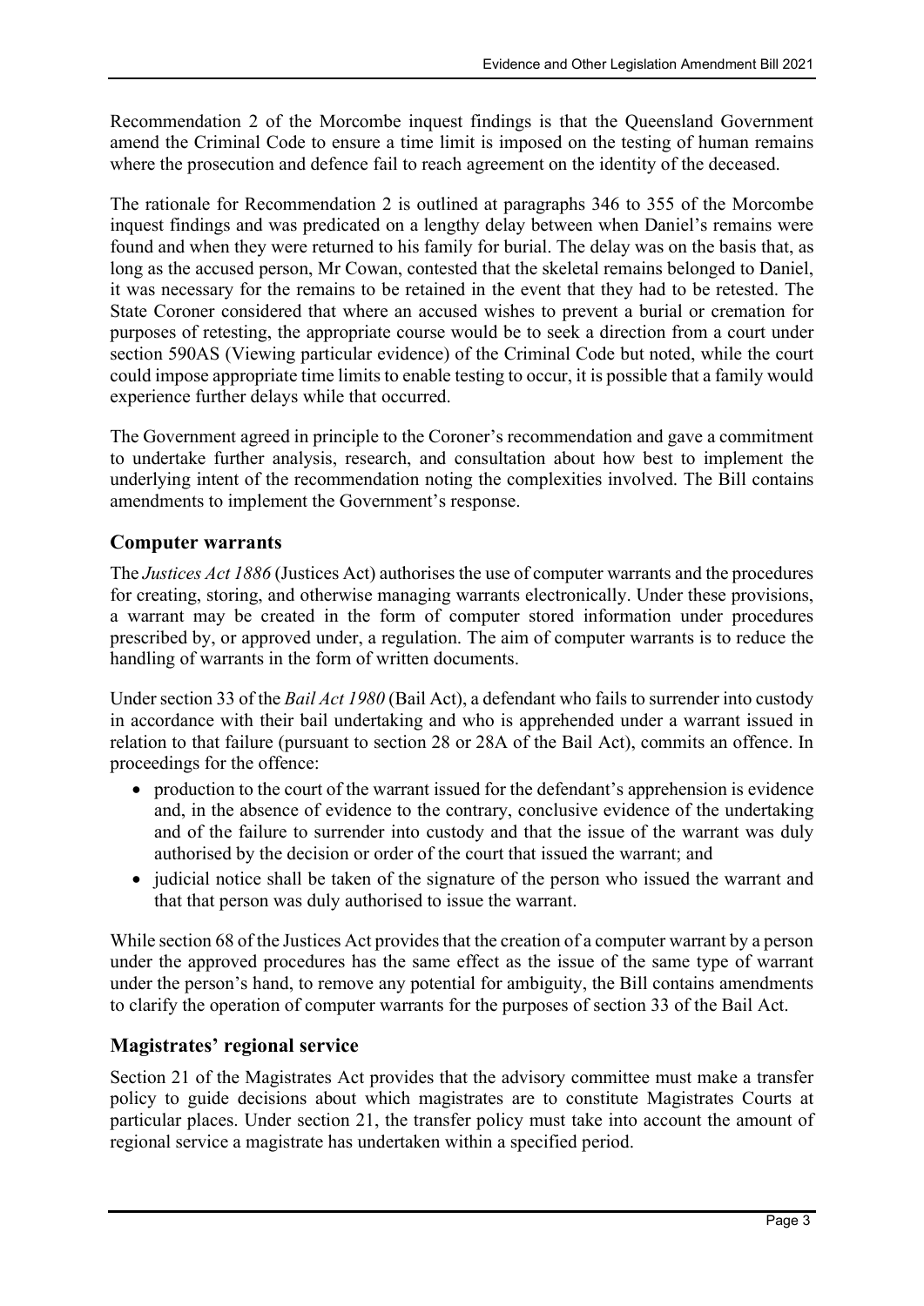Recommendation 2 of the Morcombe inquest findings is that the Queensland Government amend the Criminal Code to ensure a time limit is imposed on the testing of human remains where the prosecution and defence fail to reach agreement on the identity of the deceased.

The rationale for Recommendation 2 is outlined at paragraphs 346 to 355 of the Morcombe inquest findings and was predicated on a lengthy delay between when Daniel's remains were found and when they were returned to his family for burial. The delay was on the basis that, as long as the accused person, Mr Cowan, contested that the skeletal remains belonged to Daniel, it was necessary for the remains to be retained in the event that they had to be retested. The State Coroner considered that where an accused wishes to prevent a burial or cremation for purposes of retesting, the appropriate course would be to seek a direction from a court under section 590AS (Viewing particular evidence) of the Criminal Code but noted, while the court could impose appropriate time limits to enable testing to occur, it is possible that a family would experience further delays while that occurred.

The Government agreed in principle to the Coroner's recommendation and gave a commitment to undertake further analysis, research, and consultation about how best to implement the underlying intent of the recommendation noting the complexities involved. The Bill contains amendments to implement the Government's response.

## Computer warrants

The *Justices Act 1886* (Justices Act) authorises the use of computer warrants and the procedures for creating, storing, and otherwise managing warrants electronically. Under these provisions, a warrant may be created in the form of computer stored information under procedures prescribed by, or approved under, a regulation. The aim of computer warrants is to reduce the handling of warrants in the form of written documents.

Under section 33 of the *Bail Act 1980* (Bail Act), a defendant who fails to surrender into custody in accordance with their bail undertaking and who is apprehended under a warrant issued in relation to that failure (pursuant to section 28 or 28A of the Bail Act), commits an offence. In proceedings for the offence:

- production to the court of the warrant issued for the defendant's apprehension is evidence and, in the absence of evidence to the contrary, conclusive evidence of the undertaking and of the failure to surrender into custody and that the issue of the warrant was duly authorised by the decision or order of the court that issued the warrant; and
- judicial notice shall be taken of the signature of the person who issued the warrant and that that person was duly authorised to issue the warrant.

While section 68 of the Justices Act provides that the creation of a computer warrant by a person under the approved procedures has the same effect as the issue of the same type of warrant under the person's hand, to remove any potential for ambiguity, the Bill contains amendments to clarify the operation of computer warrants for the purposes of section 33 of the Bail Act.

## Magistrates' regional service

Section 21 of the Magistrates Act provides that the advisory committee must make a transfer policy to guide decisions about which magistrates are to constitute Magistrates Courts at particular places. Under section 21, the transfer policy must take into account the amount of regional service a magistrate has undertaken within a specified period.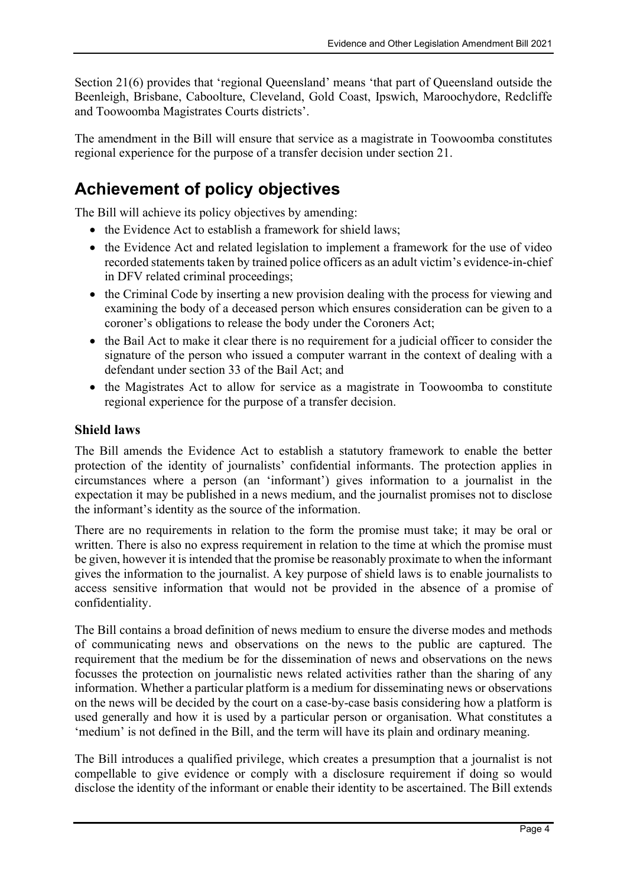Section 21(6) provides that 'regional Queensland' means 'that part of Queensland outside the Beenleigh, Brisbane, Caboolture, Cleveland, Gold Coast, Ipswich, Maroochydore, Redcliffe and Toowoomba Magistrates Courts districts'.

The amendment in the Bill will ensure that service as a magistrate in Toowoomba constitutes regional experience for the purpose of a transfer decision under section 21.

# Achievement of policy objectives

The Bill will achieve its policy objectives by amending:

- the Evidence Act to establish a framework for shield laws;
- the Evidence Act and related legislation to implement a framework for the use of video recorded statements taken by trained police officers as an adult victim's evidence-in-chief in DFV related criminal proceedings;
- the Criminal Code by inserting a new provision dealing with the process for viewing and examining the body of a deceased person which ensures consideration can be given to a coroner's obligations to release the body under the Coroners Act;
- the Bail Act to make it clear there is no requirement for a judicial officer to consider the signature of the person who issued a computer warrant in the context of dealing with a defendant under section 33 of the Bail Act; and
- the Magistrates Act to allow for service as a magistrate in Toowoomba to constitute regional experience for the purpose of a transfer decision.

### Shield laws

The Bill amends the Evidence Act to establish a statutory framework to enable the better protection of the identity of journalists' confidential informants. The protection applies in circumstances where a person (an 'informant') gives information to a journalist in the expectation it may be published in a news medium, and the journalist promises not to disclose the informant's identity as the source of the information.

There are no requirements in relation to the form the promise must take; it may be oral or written. There is also no express requirement in relation to the time at which the promise must be given, however it is intended that the promise be reasonably proximate to when the informant gives the information to the journalist. A key purpose of shield laws is to enable journalists to access sensitive information that would not be provided in the absence of a promise of confidentiality.

The Bill contains a broad definition of news medium to ensure the diverse modes and methods of communicating news and observations on the news to the public are captured. The requirement that the medium be for the dissemination of news and observations on the news focusses the protection on journalistic news related activities rather than the sharing of any information. Whether a particular platform is a medium for disseminating news or observations on the news will be decided by the court on a case-by-case basis considering how a platform is used generally and how it is used by a particular person or organisation. What constitutes a 'medium' is not defined in the Bill, and the term will have its plain and ordinary meaning.

The Bill introduces a qualified privilege, which creates a presumption that a journalist is not compellable to give evidence or comply with a disclosure requirement if doing so would disclose the identity of the informant or enable their identity to be ascertained. The Bill extends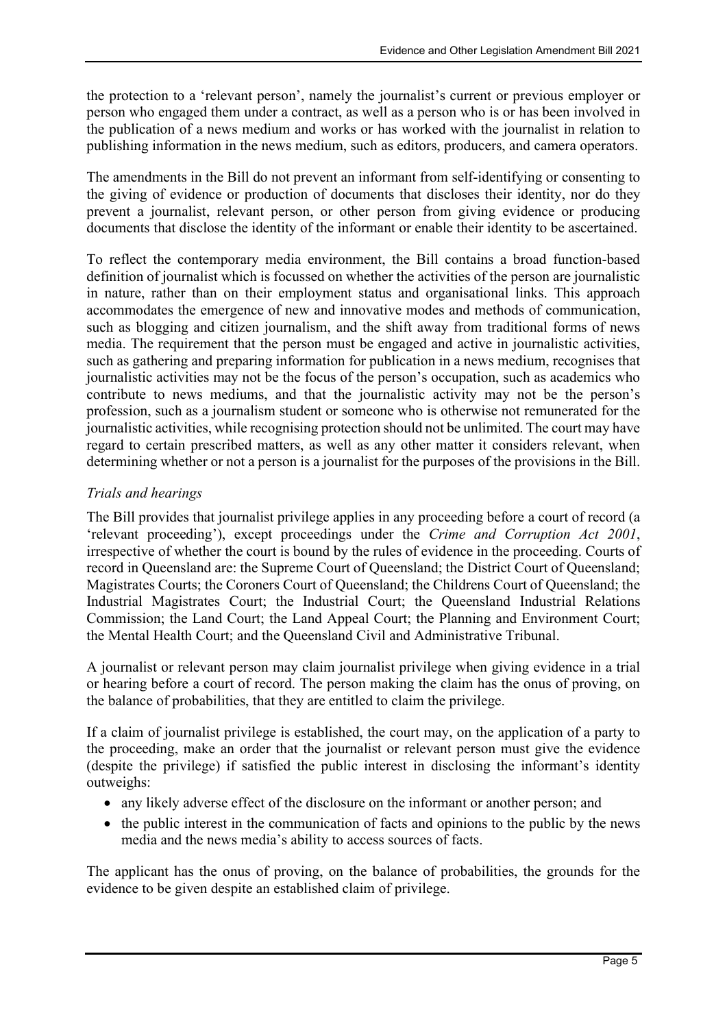the protection to a 'relevant person', namely the journalist's current or previous employer or person who engaged them under a contract, as well as a person who is or has been involved in the publication of a news medium and works or has worked with the journalist in relation to publishing information in the news medium, such as editors, producers, and camera operators.

The amendments in the Bill do not prevent an informant from self-identifying or consenting to the giving of evidence or production of documents that discloses their identity, nor do they prevent a journalist, relevant person, or other person from giving evidence or producing documents that disclose the identity of the informant or enable their identity to be ascertained.

To reflect the contemporary media environment, the Bill contains a broad function-based definition of journalist which is focussed on whether the activities of the person are journalistic in nature, rather than on their employment status and organisational links. This approach accommodates the emergence of new and innovative modes and methods of communication, such as blogging and citizen journalism, and the shift away from traditional forms of news media. The requirement that the person must be engaged and active in journalistic activities, such as gathering and preparing information for publication in a news medium, recognises that journalistic activities may not be the focus of the person's occupation, such as academics who contribute to news mediums, and that the journalistic activity may not be the person's profession, such as a journalism student or someone who is otherwise not remunerated for the journalistic activities, while recognising protection should not be unlimited. The court may have regard to certain prescribed matters, as well as any other matter it considers relevant, when determining whether or not a person is a journalist for the purposes of the provisions in the Bill.

*Trials and hearings*

The Bill provides that journalist privilege applies in any proceeding before a court of record (a 'relevant proceeding'), except proceedings under the *Crime and Corruption Act 2001*, irrespective of whether the court is bound by the rules of evidence in the proceeding. Courts of record in Queensland are: the Supreme Court of Queensland; the District Court of Queensland; Magistrates Courts; the Coroners Court of Queensland; the Childrens Court of Queensland; the Industrial Magistrates Court; the Industrial Court; the Queensland Industrial Relations Commission; the Land Court; the Land Appeal Court; the Planning and Environment Court; the Mental Health Court; and the Queensland Civil and Administrative Tribunal.

A journalist or relevant person may claim journalist privilege when giving evidence in a trial or hearing before a court of record. The person making the claim has the onus of proving, on the balance of probabilities, that they are entitled to claim the privilege.

If a claim of journalist privilege is established, the court may, on the application of a party to the proceeding, make an order that the journalist or relevant person must give the evidence (despite the privilege) if satisfied the public interest in disclosing the informant's identity outweighs:

- any likely adverse effect of the disclosure on the informant or another person; and
- the public interest in the communication of facts and opinions to the public by the news media and the news media's ability to access sources of facts.

The applicant has the onus of proving, on the balance of probabilities, the grounds for the evidence to be given despite an established claim of privilege.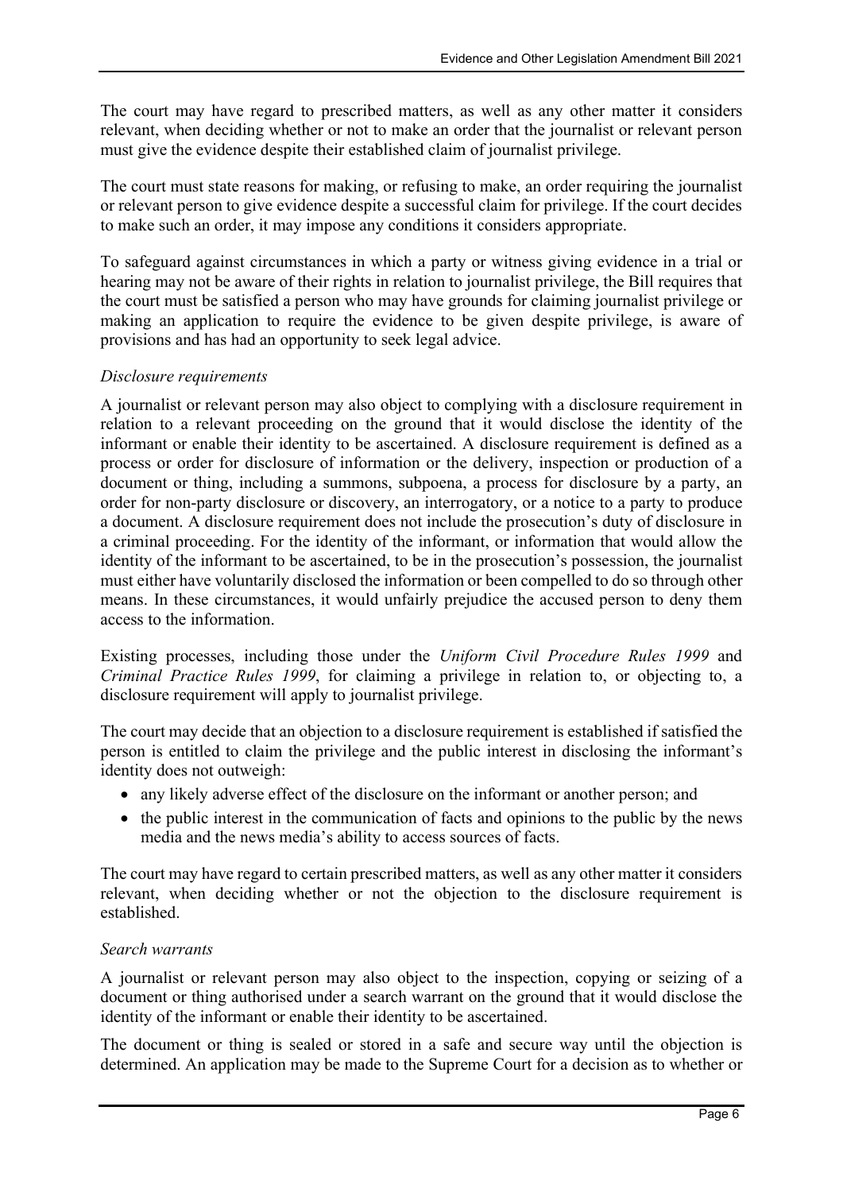The court may have regard to prescribed matters, as well as any other matter it considers relevant, when deciding whether or not to make an order that the journalist or relevant person must give the evidence despite their established claim of journalist privilege.

The court must state reasons for making, or refusing to make, an order requiring the journalist or relevant person to give evidence despite a successful claim for privilege. If the court decides to make such an order, it may impose any conditions it considers appropriate.

To safeguard against circumstances in which a party or witness giving evidence in a trial or hearing may not be aware of their rights in relation to journalist privilege, the Bill requires that the court must be satisfied a person who may have grounds for claiming journalist privilege or making an application to require the evidence to be given despite privilege, is aware of provisions and has had an opportunity to seek legal advice.

*Disclosure requirements*

A journalist or relevant person may also object to complying with a disclosure requirement in relation to a relevant proceeding on the ground that it would disclose the identity of the informant or enable their identity to be ascertained. A disclosure requirement is defined as a process or order for disclosure of information or the delivery, inspection or production of a document or thing, including a summons, subpoena, a process for disclosure by a party, an order for non-party disclosure or discovery, an interrogatory, or a notice to a party to produce a document. A disclosure requirement does not include the prosecution's duty of disclosure in a criminal proceeding. For the identity of the informant, or information that would allow the identity of the informant to be ascertained, to be in the prosecution's possession, the journalist must either have voluntarily disclosed the information or been compelled to do so through other means. In these circumstances, it would unfairly prejudice the accused person to deny them access to the information.

Existing processes, including those under the *Uniform Civil Procedure Rules 1999* and *Criminal Practice Rules 1999*, for claiming a privilege in relation to, or objecting to, a disclosure requirement will apply to journalist privilege.

The court may decide that an objection to a disclosure requirement is established if satisfied the person is entitled to claim the privilege and the public interest in disclosing the informant's identity does not outweigh:

- any likely adverse effect of the disclosure on the informant or another person; and
- the public interest in the communication of facts and opinions to the public by the news media and the news media's ability to access sources of facts.

The court may have regard to certain prescribed matters, as well as any other matter it considers relevant, when deciding whether or not the objection to the disclosure requirement is established.

*Search warrants*

A journalist or relevant person may also object to the inspection, copying or seizing of a document or thing authorised under a search warrant on the ground that it would disclose the identity of the informant or enable their identity to be ascertained.

The document or thing is sealed or stored in a safe and secure way until the objection is determined. An application may be made to the Supreme Court for a decision as to whether or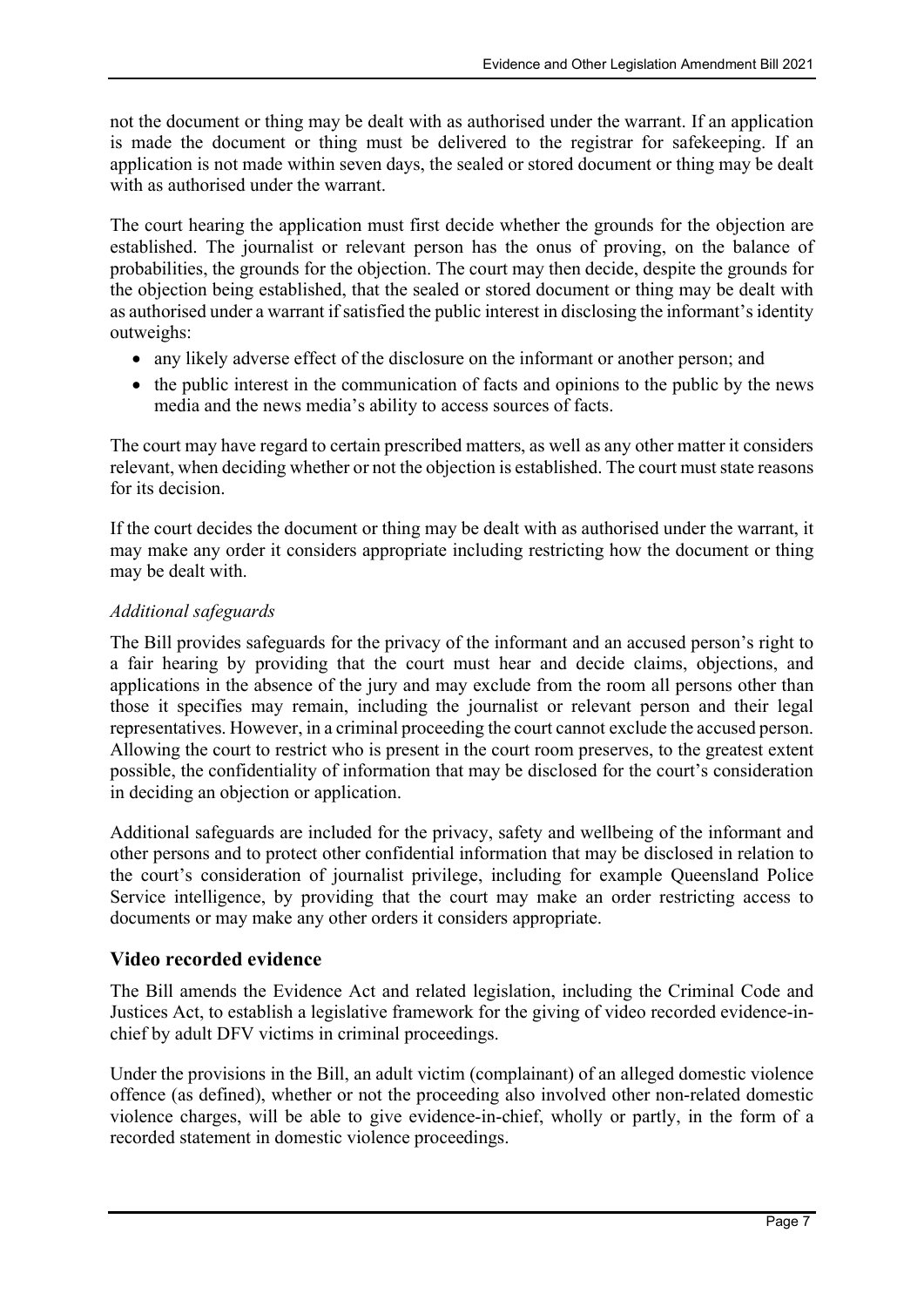not the document or thing may be dealt with as authorised under the warrant. If an application is made the document or thing must be delivered to the registrar for safekeeping. If an application is not made within seven days, the sealed or stored document or thing may be dealt with as authorised under the warrant.

The court hearing the application must first decide whether the grounds for the objection are established. The journalist or relevant person has the onus of proving, on the balance of probabilities, the grounds for the objection. The court may then decide, despite the grounds for the objection being established, that the sealed or stored document or thing may be dealt with as authorised under a warrant if satisfied the public interest in disclosing the informant's identity outweighs:

- any likely adverse effect of the disclosure on the informant or another person; and
- the public interest in the communication of facts and opinions to the public by the news media and the news media's ability to access sources of facts.

The court may have regard to certain prescribed matters, as well as any other matter it considers relevant, when deciding whether or not the objection is established. The court must state reasons for its decision.

If the court decides the document or thing may be dealt with as authorised under the warrant, it may make any order it considers appropriate including restricting how the document or thing may be dealt with.

*Additional safeguards*

The Bill provides safeguards for the privacy of the informant and an accused person's right to a fair hearing by providing that the court must hear and decide claims, objections, and applications in the absence of the jury and may exclude from the room all persons other than those it specifies may remain, including the journalist or relevant person and their legal representatives. However, in a criminal proceeding the court cannot exclude the accused person. Allowing the court to restrict who is present in the court room preserves, to the greatest extent possible, the confidentiality of information that may be disclosed for the court's consideration in deciding an objection or application.

Additional safeguards are included for the privacy, safety and wellbeing of the informant and other persons and to protect other confidential information that may be disclosed in relation to the court's consideration of journalist privilege, including for example Queensland Police Service intelligence, by providing that the court may make an order restricting access to documents or may make any other orders it considers appropriate.

## Video recorded evidence

The Bill amends the Evidence Act and related legislation, including the Criminal Code and Justices Act, to establish a legislative framework for the giving of video recorded evidence-in-chief by adult DFV victims in criminal proceedings.

Under the provisions in the Bill, an adult victim (complainant) of an alleged domestic violence offence (as defined), whether or not the proceeding also involved other non-related domestic violence charges, will be able to give evidence-in-chief, wholly or partly, in the form of a recorded statement in domestic violence proceedings.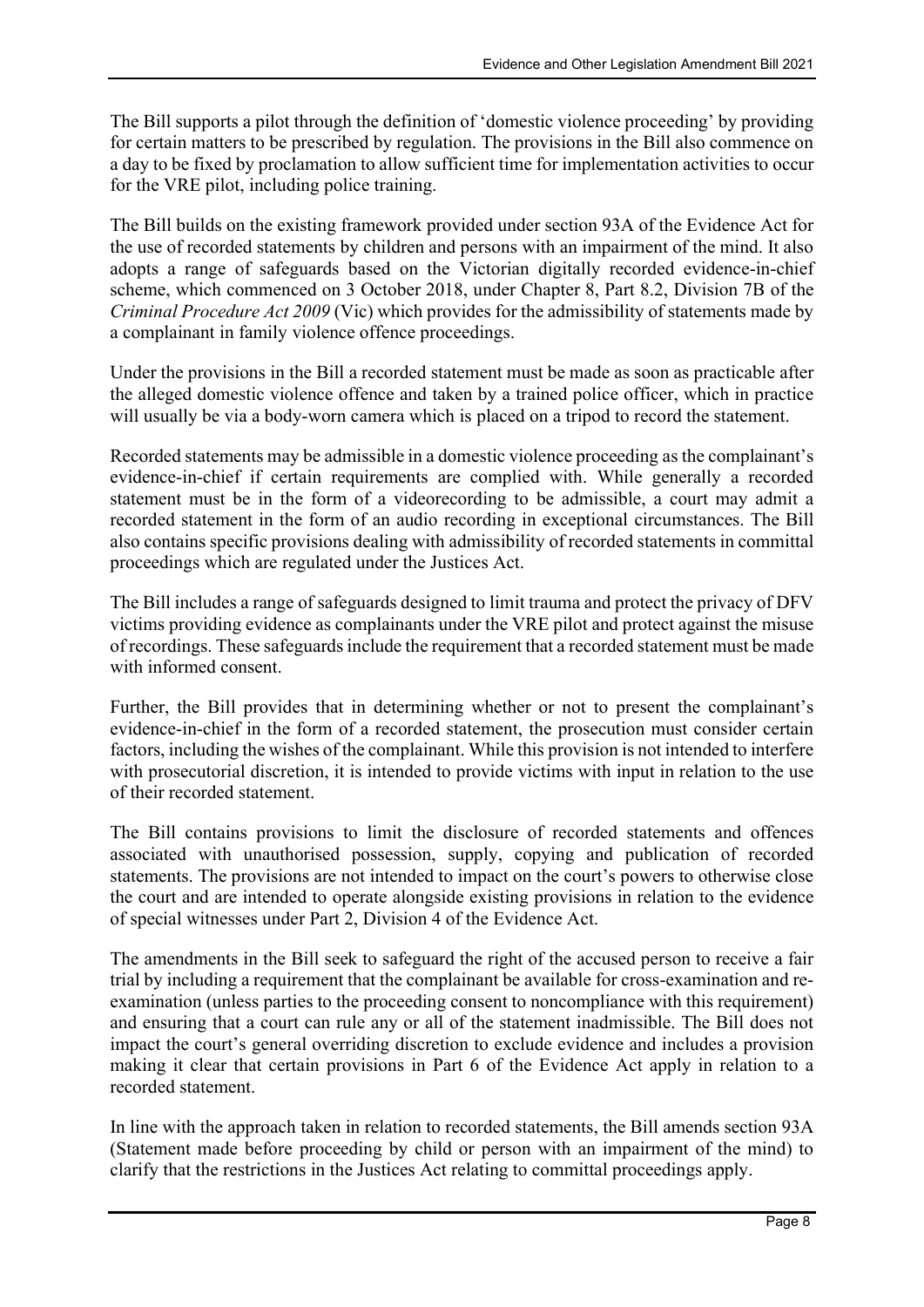The Bill supports a pilot through the definition of 'domestic violence proceeding' by providing for certain matters to be prescribed by regulation. The provisions in the Bill also commence on a day to be fixed by proclamation to allow sufficient time for implementation activities to occur for the VRE pilot, including police training.

The Bill builds on the existing framework provided under section 93A of the Evidence Act for the use of recorded statements by children and persons with an impairment of the mind. It also adopts a range of safeguards based on the Victorian digitally recorded evidence-in-chief scheme, which commenced on 3 October 2018, under Chapter 8, Part 8.2, Division 7B of the *Criminal Procedure Act 2009* (Vic) which provides for the admissibility of statements made by a complainant in family violence offence proceedings.

Under the provisions in the Bill a recorded statement must be made as soon as practicable after the alleged domestic violence offence and taken by a trained police officer, which in practice will usually be via a body-worn camera which is placed on a tripod to record the statement.

Recorded statements may be admissible in a domestic violence proceeding as the complainant's evidence-in-chief if certain requirements are complied with. While generally a recorded statement must be in the form of a videorecording to be admissible, a court may admit a recorded statement in the form of an audio recording in exceptional circumstances. The Bill also contains specific provisions dealing with admissibility of recorded statements in committal proceedings which are regulated under the Justices Act.

The Bill includes a range of safeguards designed to limit trauma and protect the privacy of DFV victims providing evidence as complainants under the VRE pilot and protect against the misuse of recordings. These safeguards include the requirement that a recorded statement must be made with informed consent.

Further, the Bill provides that in determining whether or not to present the complainant's evidence-in-chief in the form of a recorded statement, the prosecution must consider certain factors, including the wishes of the complainant. While this provision is not intended to interfere with prosecutorial discretion, it is intended to provide victims with input in relation to the use of their recorded statement.

The Bill contains provisions to limit the disclosure of recorded statements and offences associated with unauthorised possession, supply, copying and publication of recorded statements. The provisions are not intended to impact on the court's powers to otherwise close the court and are intended to operate alongside existing provisions in relation to the evidence of special witnesses under Part 2, Division 4 of the Evidence Act.

The amendments in the Bill seek to safeguard the right of the accused person to receive a fair trial by including a requirement that the complainant be available for cross-examination and re-examination (unless parties to the proceeding consent to noncompliance with this requirement) and ensuring that a court can rule any or all of the statement inadmissible. The Bill does not impact the court's general overriding discretion to exclude evidence and includes a provision making it clear that certain provisions in Part 6 of the Evidence Act apply in relation to a recorded statement.

In line with the approach taken in relation to recorded statements, the Bill amends section 93A (Statement made before proceeding by child or person with an impairment of the mind) to clarify that the restrictions in the Justices Act relating to committal proceedings apply.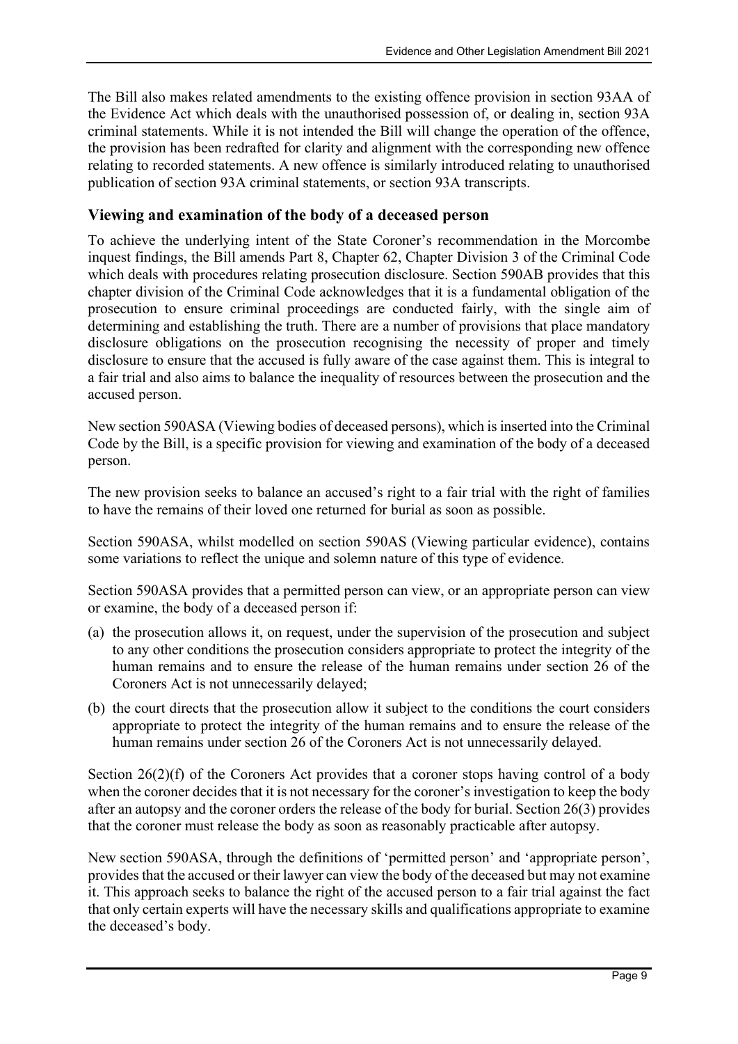The Bill also makes related amendments to the existing offence provision in section 93AA of the Evidence Act which deals with the unauthorised possession of, or dealing in, section 93A criminal statements. While it is not intended the Bill will change the operation of the offence, the provision has been redrafted for clarity and alignment with the corresponding new offence relating to recorded statements. A new offence is similarly introduced relating to unauthorised publication of section 93A criminal statements, or section 93A transcripts.

## Viewing and examination of the body of a deceased person

To achieve the underlying intent of the State Coroner's recommendation in the Morcombe inquest findings, the Bill amends Part 8, Chapter 62, Chapter Division 3 of the Criminal Code which deals with procedures relating prosecution disclosure. Section 590AB provides that this chapter division of the Criminal Code acknowledges that it is a fundamental obligation of the prosecution to ensure criminal proceedings are conducted fairly, with the single aim of determining and establishing the truth. There are a number of provisions that place mandatory disclosure obligations on the prosecution recognising the necessity of proper and timely disclosure to ensure that the accused is fully aware of the case against them. This is integral to a fair trial and also aims to balance the inequality of resources between the prosecution and the accused person.

New section 590ASA (Viewing bodies of deceased persons), which is inserted into the Criminal Code by the Bill, is a specific provision for viewing and examination of the body of a deceased person.

The new provision seeks to balance an accused's right to a fair trial with the right of families to have the remains of their loved one returned for burial as soon as possible.

Section 590ASA, whilst modelled on section 590AS (Viewing particular evidence), contains some variations to reflect the unique and solemn nature of this type of evidence.

Section 590ASA provides that a permitted person can view, or an appropriate person can view or examine, the body of a deceased person if:

(a) the prosecution allows it, on request, under the supervision of the prosecution and subject to any other conditions the prosecution considers appropriate to protect the integrity of the human remains and to ensure the release of the human remains under section 26 of the Coroners Act is not unnecessarily delayed;

(b) the court directs that the prosecution allow it subject to the conditions the court considers appropriate to protect the integrity of the human remains and to ensure the release of the human remains under section 26 of the Coroners Act is not unnecessarily delayed.

Section 26(2)(f) of the Coroners Act provides that a coroner stops having control of a body when the coroner decides that it is not necessary for the coroner's investigation to keep the body after an autopsy and the coroner orders the release of the body for burial. Section 26(3) provides that the coroner must release the body as soon as reasonably practicable after autopsy.

New section 590ASA, through the definitions of 'permitted person' and 'appropriate person', provides that the accused or their lawyer can view the body of the deceased but may not examine it. This approach seeks to balance the right of the accused person to a fair trial against the fact that only certain experts will have the necessary skills and qualifications appropriate to examine the deceased's body.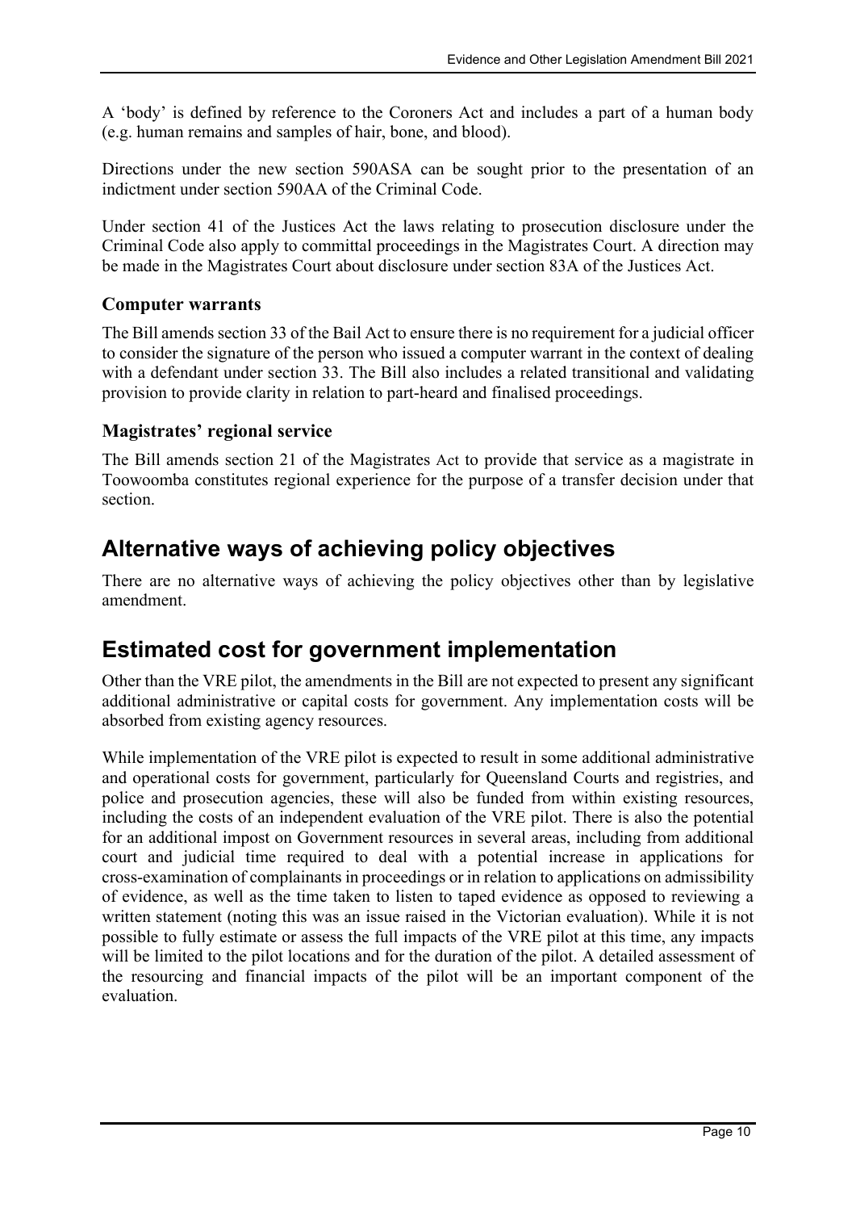A 'body' is defined by reference to the Coroners Act and includes a part of a human body (e.g. human remains and samples of hair, bone, and blood).

Directions under the new section 590ASA can be sought prior to the presentation of an indictment under section 590AA of the Criminal Code.

Under section 41 of the Justices Act the laws relating to prosecution disclosure under the Criminal Code also apply to committal proceedings in the Magistrates Court. A direction may be made in the Magistrates Court about disclosure under section 83A of the Justices Act.

### Computer warrants

The Bill amends section 33 of the Bail Act to ensure there is no requirement for a judicial officer to consider the signature of the person who issued a computer warrant in the context of dealing with a defendant under section 33. The Bill also includes a related transitional and validating provision to provide clarity in relation to part-heard and finalised proceedings.

### Magistrates' regional service

The Bill amends section 21 of the Magistrates Act to provide that service as a magistrate in Toowoomba constitutes regional experience for the purpose of a transfer decision under that section.

## Alternative ways of achieving policy objectives

There are no alternative ways of achieving the policy objectives other than by legislative amendment.

## Estimated cost for government implementation

Other than the VRE pilot, the amendments in the Bill are not expected to present any significant additional administrative or capital costs for government. Any implementation costs will be absorbed from existing agency resources.

While implementation of the VRE pilot is expected to result in some additional administrative and operational costs for government, particularly for Queensland Courts and registries, and police and prosecution agencies, these will also be funded from within existing resources, including the costs of an independent evaluation of the VRE pilot. There is also the potential for an additional impost on Government resources in several areas, including from additional court and judicial time required to deal with a potential increase in applications for cross-examination of complainants in proceedings or in relation to applications on admissibility of evidence, as well as the time taken to listen to taped evidence as opposed to reviewing a written statement (noting this was an issue raised in the Victorian evaluation). While it is not possible to fully estimate or assess the full impacts of the VRE pilot at this time, any impacts will be limited to the pilot locations and for the duration of the pilot. A detailed assessment of the resourcing and financial impacts of the pilot will be an important component of the evaluation.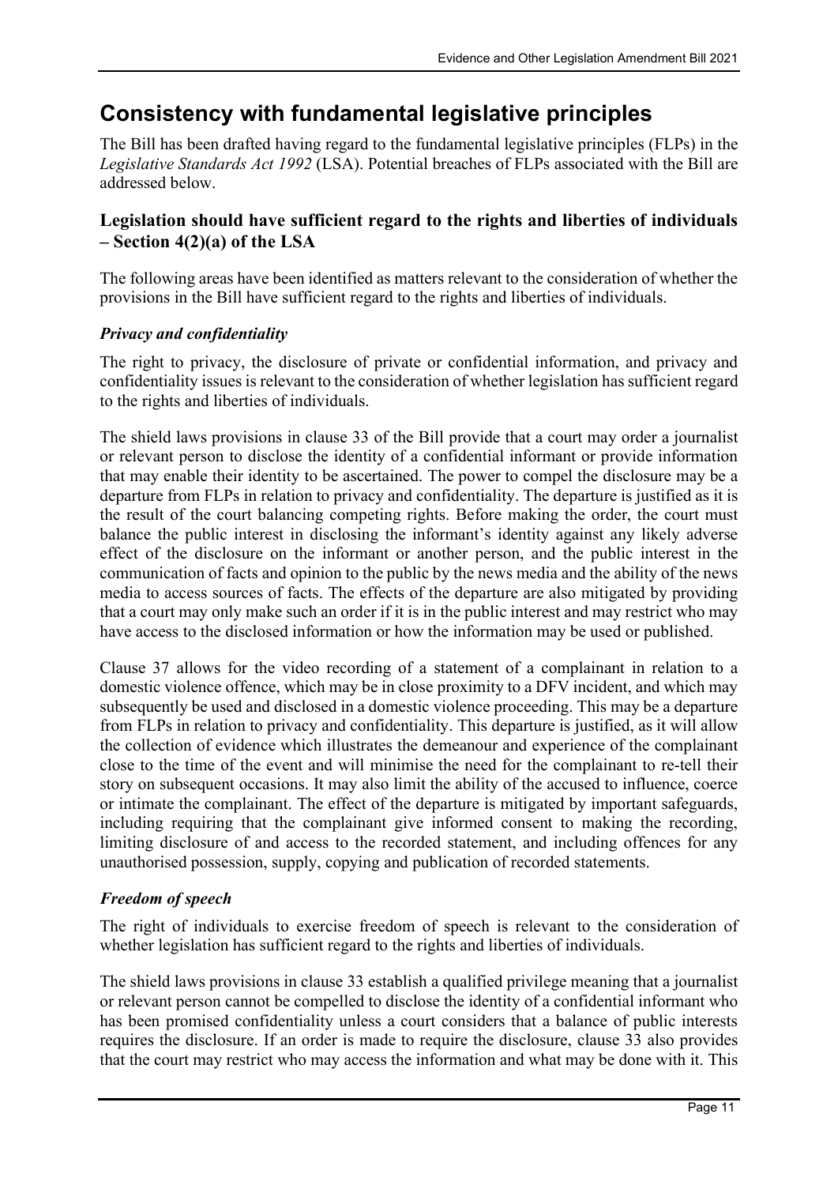# Consistency with fundamental legislative principles

The Bill has been drafted having regard to the fundamental legislative principles (FLPs) in the *Legislative Standards Act 1992* (LSA). Potential breaches of FLPs associated with the Bill are addressed below.

## Legislation should have sufficient regard to the rights and liberties of individuals – Section 4(2)(a) of the LSA

The following areas have been identified as matters relevant to the consideration of whether the provisions in the Bill have sufficient regard to the rights and liberties of individuals.

### *Privacy and confidentiality*

The right to privacy, the disclosure of private or confidential information, and privacy and confidentiality issues is relevant to the consideration of whether legislation has sufficient regard to the rights and liberties of individuals.

The shield laws provisions in clause 33 of the Bill provide that a court may order a journalist or relevant person to disclose the identity of a confidential informant or provide information that may enable their identity to be ascertained. The power to compel the disclosure may be a departure from FLPs in relation to privacy and confidentiality. The departure is justified as it is the result of the court balancing competing rights. Before making the order, the court must balance the public interest in disclosing the informant's identity against any likely adverse effect of the disclosure on the informant or another person, and the public interest in the communication of facts and opinion to the public by the news media and the ability of the news media to access sources of facts. The effects of the departure are also mitigated by providing that a court may only make such an order if it is in the public interest and may restrict who may have access to the disclosed information or how the information may be used or published.

Clause 37 allows for the video recording of a statement of a complainant in relation to a domestic violence offence, which may be in close proximity to a DFV incident, and which may subsequently be used and disclosed in a domestic violence proceeding. This may be a departure from FLPs in relation to privacy and confidentiality. This departure is justified, as it will allow the collection of evidence which illustrates the demeanour and experience of the complainant close to the time of the event and will minimise the need for the complainant to re-tell their story on subsequent occasions. It may also limit the ability of the accused to influence, coerce or intimate the complainant. The effect of the departure is mitigated by important safeguards, including requiring that the complainant give informed consent to making the recording, limiting disclosure of and access to the recorded statement, and including offences for any unauthorised possession, supply, copying and publication of recorded statements.

### *Freedom of speech*

The right of individuals to exercise freedom of speech is relevant to the consideration of whether legislation has sufficient regard to the rights and liberties of individuals.

The shield laws provisions in clause 33 establish a qualified privilege meaning that a journalist or relevant person cannot be compelled to disclose the identity of a confidential informant who has been promised confidentiality unless a court considers that a balance of public interests requires the disclosure. If an order is made to require the disclosure, clause 33 also provides that the court may restrict who may access the information and what may be done with it. This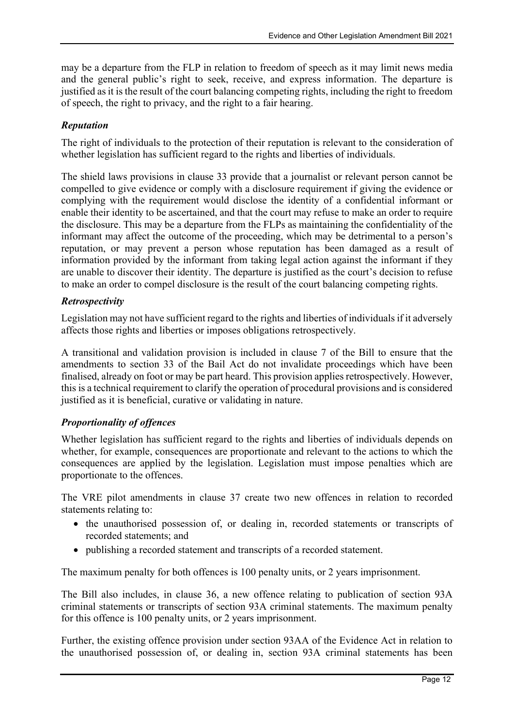may be a departure from the FLP in relation to freedom of speech as it may limit news media and the general public's right to seek, receive, and express information. The departure is justified as it is the result of the court balancing competing rights, including the right to freedom of speech, the right to privacy, and the right to a fair hearing.

### *Reputation*

The right of individuals to the protection of their reputation is relevant to the consideration of whether legislation has sufficient regard to the rights and liberties of individuals.

The shield laws provisions in clause 33 provide that a journalist or relevant person cannot be compelled to give evidence or comply with a disclosure requirement if giving the evidence or complying with the requirement would disclose the identity of a confidential informant or enable their identity to be ascertained, and that the court may refuse to make an order to require the disclosure. This may be a departure from the FLPs as maintaining the confidentiality of the informant may affect the outcome of the proceeding, which may be detrimental to a person's reputation, or may prevent a person whose reputation has been damaged as a result of information provided by the informant from taking legal action against the informant if they are unable to discover their identity. The departure is justified as the court's decision to refuse to make an order to compel disclosure is the result of the court balancing competing rights.

### *Retrospectivity*

Legislation may not have sufficient regard to the rights and liberties of individuals if it adversely affects those rights and liberties or imposes obligations retrospectively.

A transitional and validation provision is included in clause 7 of the Bill to ensure that the amendments to section 33 of the Bail Act do not invalidate proceedings which have been finalised, already on foot or may be part heard. This provision applies retrospectively. However, this is a technical requirement to clarify the operation of procedural provisions and is considered justified as it is beneficial, curative or validating in nature.

### *Proportionality of offences*

Whether legislation has sufficient regard to the rights and liberties of individuals depends on whether, for example, consequences are proportionate and relevant to the actions to which the consequences are applied by the legislation. Legislation must impose penalties which are proportionate to the offences.

The VRE pilot amendments in clause 37 create two new offences in relation to recorded statements relating to:

- the unauthorised possession of, or dealing in, recorded statements or transcripts of recorded statements; and
- publishing a recorded statement and transcripts of a recorded statement.

The maximum penalty for both offences is 100 penalty units, or 2 years imprisonment.

The Bill also includes, in clause 36, a new offence relating to publication of section 93A criminal statements or transcripts of section 93A criminal statements. The maximum penalty for this offence is 100 penalty units, or 2 years imprisonment.

Further, the existing offence provision under section 93AA of the Evidence Act in relation to the unauthorised possession of, or dealing in, section 93A criminal statements has been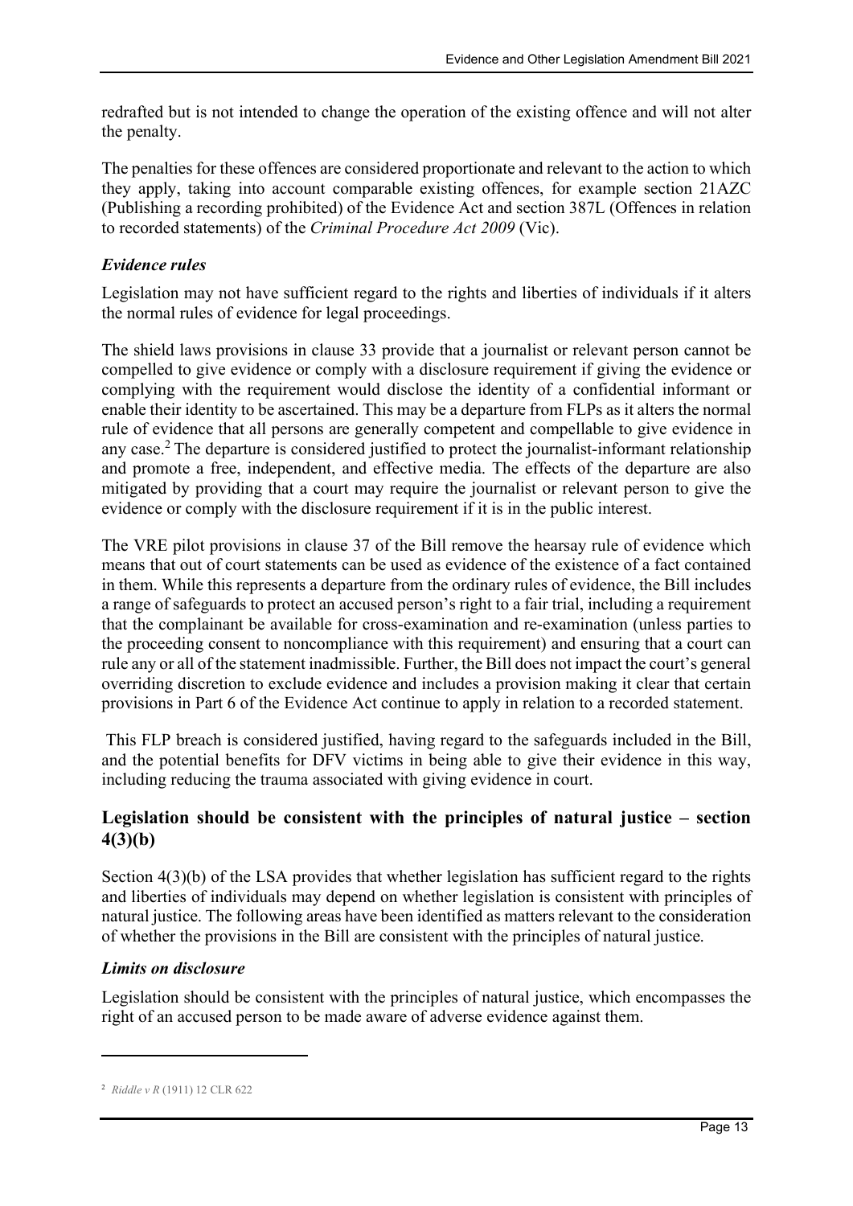redrafted but is not intended to change the operation of the existing offence and will not alter the penalty.

The penalties for these offences are considered proportionate and relevant to the action to which they apply, taking into account comparable existing offences, for example section 21AZC (Publishing a recording prohibited) of the Evidence Act and section 387L (Offences in relation to recorded statements) of the *Criminal Procedure Act 2009* (Vic).

### *Evidence rules*

Legislation may not have sufficient regard to the rights and liberties of individuals if it alters the normal rules of evidence for legal proceedings.

The shield laws provisions in clause 33 provide that a journalist or relevant person cannot be compelled to give evidence or comply with a disclosure requirement if giving the evidence or complying with the requirement would disclose the identity of a confidential informant or enable their identity to be ascertained. This may be a departure from FLPs as it alters the normal rule of evidence that all persons are generally competent and compellable to give evidence in any case.[2] The departure is considered justified to protect the journalist-informant relationship and promote a free, independent, and effective media. The effects of the departure are also mitigated by providing that a court may require the journalist or relevant person to give the evidence or comply with the disclosure requirement if it is in the public interest.

The VRE pilot provisions in clause 37 of the Bill remove the hearsay rule of evidence which means that out of court statements can be used as evidence of the existence of a fact contained in them. While this represents a departure from the ordinary rules of evidence, the Bill includes a range of safeguards to protect an accused person's right to a fair trial, including a requirement that the complainant be available for cross-examination and re-examination (unless parties to the proceeding consent to noncompliance with this requirement) and ensuring that a court can rule any or all of the statement inadmissible. Further, the Bill does not impact the court's general overriding discretion to exclude evidence and includes a provision making it clear that certain provisions in Part 6 of the Evidence Act continue to apply in relation to a recorded statement.

This FLP breach is considered justified, having regard to the safeguards included in the Bill, and the potential benefits for DFV victims in being able to give their evidence in this way, including reducing the trauma associated with giving evidence in court.

## Legislation should be consistent with the principles of natural justice – section 4(3)(b)

Section 4(3)(b) of the LSA provides that whether legislation has sufficient regard to the rights and liberties of individuals may depend on whether legislation is consistent with principles of natural justice. The following areas have been identified as matters relevant to the consideration of whether the provisions in the Bill are consistent with the principles of natural justice.

### *Limits on disclosure*

Legislation should be consistent with the principles of natural justice, which encompasses the right of an accused person to be made aware of adverse evidence against them.

---

[2] *Riddle v R* (1911) 12 CLR 622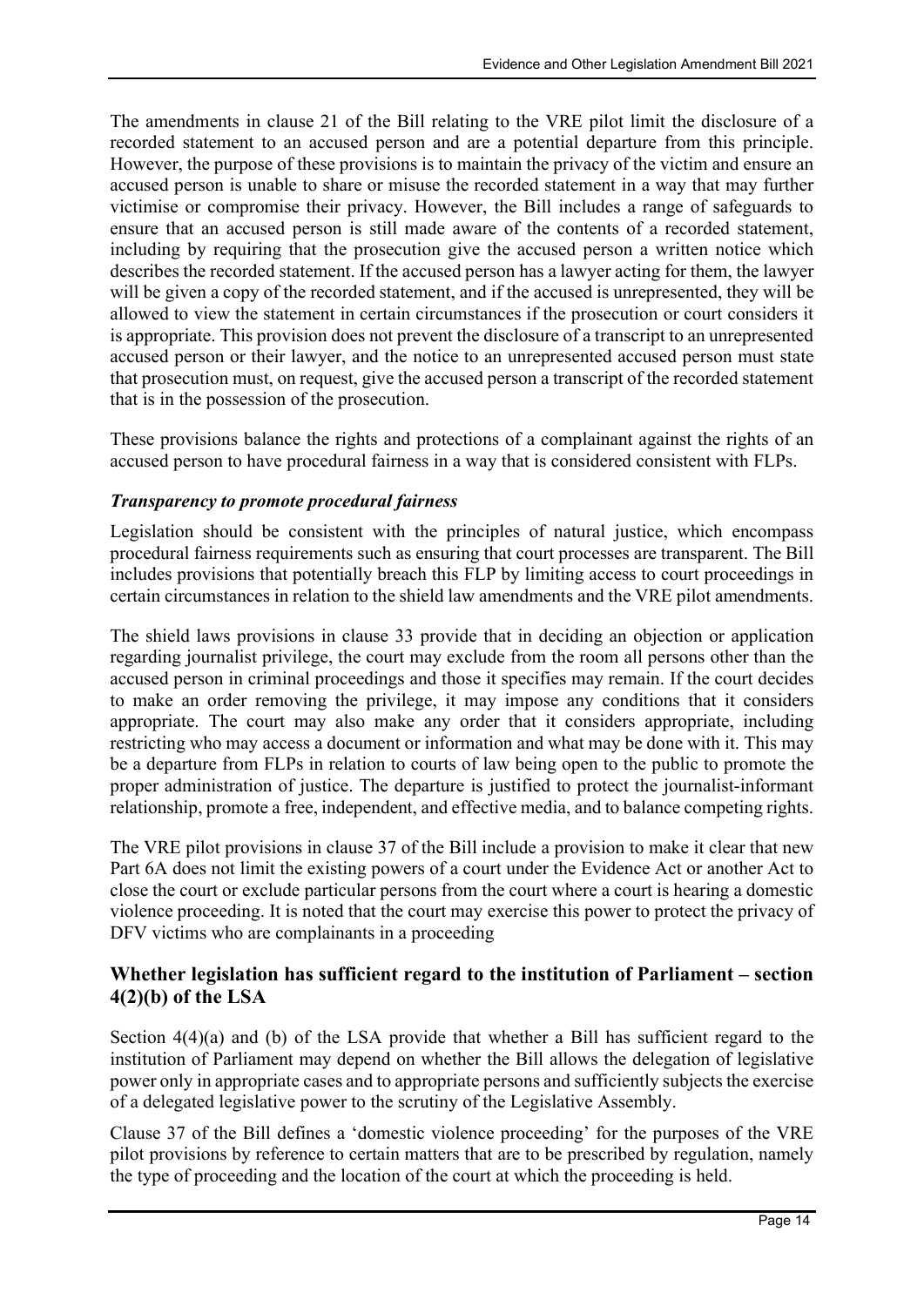The amendments in clause 21 of the Bill relating to the VRE pilot limit the disclosure of a recorded statement to an accused person and are a potential departure from this principle. However, the purpose of these provisions is to maintain the privacy of the victim and ensure an accused person is unable to share or misuse the recorded statement in a way that may further victimise or compromise their privacy. However, the Bill includes a range of safeguards to ensure that an accused person is still made aware of the contents of a recorded statement, including by requiring that the prosecution give the accused person a written notice which describes the recorded statement. If the accused person has a lawyer acting for them, the lawyer will be given a copy of the recorded statement, and if the accused is unrepresented, they will be allowed to view the statement in certain circumstances if the prosecution or court considers it is appropriate. This provision does not prevent the disclosure of a transcript to an unrepresented accused person or their lawyer, and the notice to an unrepresented accused person must state that prosecution must, on request, give the accused person a transcript of the recorded statement that is in the possession of the prosecution.

These provisions balance the rights and protections of a complainant against the rights of an accused person to have procedural fairness in a way that is considered consistent with FLPs.

### *Transparency to promote procedural fairness*

Legislation should be consistent with the principles of natural justice, which encompass procedural fairness requirements such as ensuring that court processes are transparent. The Bill includes provisions that potentially breach this FLP by limiting access to court proceedings in certain circumstances in relation to the shield law amendments and the VRE pilot amendments.

The shield laws provisions in clause 33 provide that in deciding an objection or application regarding journalist privilege, the court may exclude from the room all persons other than the accused person in criminal proceedings and those it specifies may remain. If the court decides to make an order removing the privilege, it may impose any conditions that it considers appropriate. The court may also make any order that it considers appropriate, including restricting who may access a document or information and what may be done with it. This may be a departure from FLPs in relation to courts of law being open to the public to promote the proper administration of justice. The departure is justified to protect the journalist-informant relationship, promote a free, independent, and effective media, and to balance competing rights.

The VRE pilot provisions in clause 37 of the Bill include a provision to make it clear that new Part 6A does not limit the existing powers of a court under the Evidence Act or another Act to close the court or exclude particular persons from the court where a court is hearing a domestic violence proceeding. It is noted that the court may exercise this power to protect the privacy of DFV victims who are complainants in a proceeding

## Whether legislation has sufficient regard to the institution of Parliament – section 4(2)(b) of the LSA

Section 4(4)(a) and (b) of the LSA provide that whether a Bill has sufficient regard to the institution of Parliament may depend on whether the Bill allows the delegation of legislative power only in appropriate cases and to appropriate persons and sufficiently subjects the exercise of a delegated legislative power to the scrutiny of the Legislative Assembly.

Clause 37 of the Bill defines a 'domestic violence proceeding' for the purposes of the VRE pilot provisions by reference to certain matters that are to be prescribed by regulation, namely the type of proceeding and the location of the court at which the proceeding is held.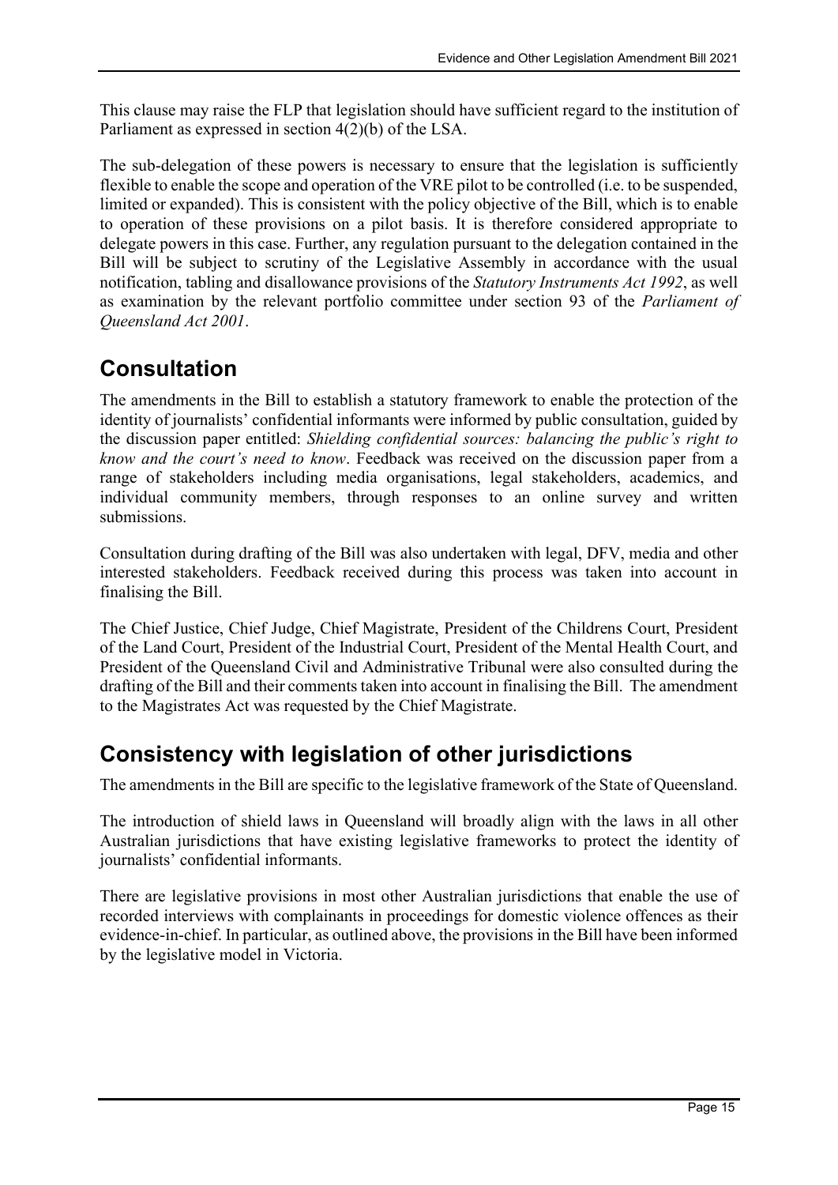This clause may raise the FLP that legislation should have sufficient regard to the institution of Parliament as expressed in section 4(2)(b) of the LSA.

The sub-delegation of these powers is necessary to ensure that the legislation is sufficiently flexible to enable the scope and operation of the VRE pilot to be controlled (i.e. to be suspended, limited or expanded). This is consistent with the policy objective of the Bill, which is to enable to operation of these provisions on a pilot basis. It is therefore considered appropriate to delegate powers in this case. Further, any regulation pursuant to the delegation contained in the Bill will be subject to scrutiny of the Legislative Assembly in accordance with the usual notification, tabling and disallowance provisions of the *Statutory Instruments Act 1992*, as well as examination by the relevant portfolio committee under section 93 of the *Parliament of Queensland Act 2001*.

## Consultation

The amendments in the Bill to establish a statutory framework to enable the protection of the identity of journalists' confidential informants were informed by public consultation, guided by the discussion paper entitled: *Shielding confidential sources: balancing the public's right to know and the court's need to know*. Feedback was received on the discussion paper from a range of stakeholders including media organisations, legal stakeholders, academics, and individual community members, through responses to an online survey and written submissions.

Consultation during drafting of the Bill was also undertaken with legal, DFV, media and other interested stakeholders. Feedback received during this process was taken into account in finalising the Bill.

The Chief Justice, Chief Judge, Chief Magistrate, President of the Childrens Court, President of the Land Court, President of the Industrial Court, President of the Mental Health Court, and President of the Queensland Civil and Administrative Tribunal were also consulted during the drafting of the Bill and their comments taken into account in finalising the Bill. The amendment to the Magistrates Act was requested by the Chief Magistrate.

## Consistency with legislation of other jurisdictions

The amendments in the Bill are specific to the legislative framework of the State of Queensland.

The introduction of shield laws in Queensland will broadly align with the laws in all other Australian jurisdictions that have existing legislative frameworks to protect the identity of journalists' confidential informants.

There are legislative provisions in most other Australian jurisdictions that enable the use of recorded interviews with complainants in proceedings for domestic violence offences as their evidence-in-chief. In particular, as outlined above, the provisions in the Bill have been informed by the legislative model in Victoria.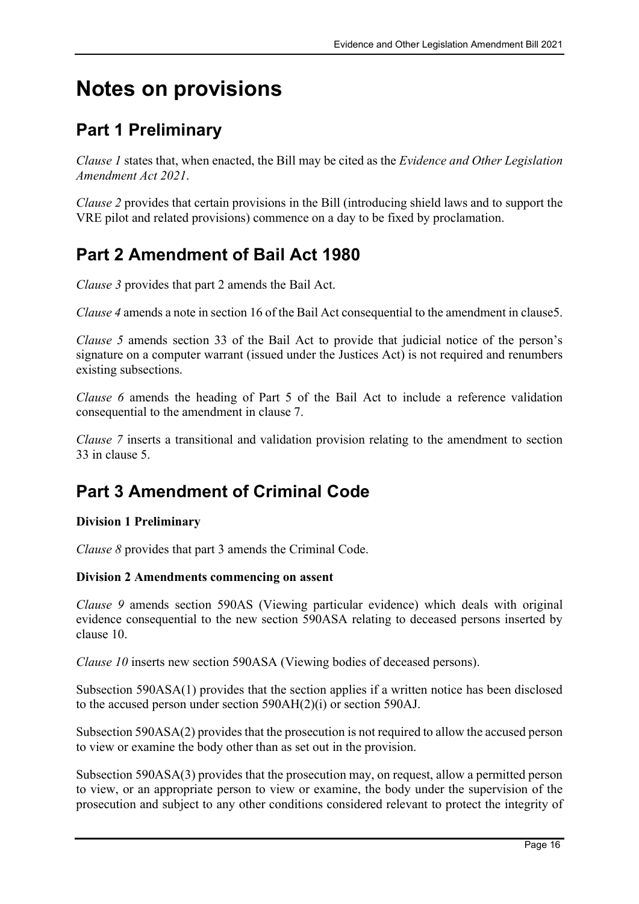# Notes on provisions

## Part 1 Preliminary

*Clause 1* states that, when enacted, the Bill may be cited as the *Evidence and Other Legislation Amendment Act 2021*.

*Clause 2* provides that certain provisions in the Bill (introducing shield laws and to support the VRE pilot and related provisions) commence on a day to be fixed by proclamation.

## Part 2 Amendment of Bail Act 1980

*Clause 3* provides that part 2 amends the Bail Act.

*Clause 4* amends a note in section 16 of the Bail Act consequential to the amendment in clause5.

*Clause 5* amends section 33 of the Bail Act to provide that judicial notice of the person's signature on a computer warrant (issued under the Justices Act) is not required and renumbers existing subsections.

*Clause 6* amends the heading of Part 5 of the Bail Act to include a reference validation consequential to the amendment in clause 7.

*Clause 7* inserts a transitional and validation provision relating to the amendment to section 33 in clause 5.

## Part 3 Amendment of Criminal Code

**Division 1 Preliminary**

*Clause 8* provides that part 3 amends the Criminal Code.

**Division 2 Amendments commencing on assent**

*Clause 9* amends section 590AS (Viewing particular evidence) which deals with original evidence consequential to the new section 590ASA relating to deceased persons inserted by clause 10.

*Clause 10* inserts new section 590ASA (Viewing bodies of deceased persons).

Subsection 590ASA(1) provides that the section applies if a written notice has been disclosed to the accused person under section 590AH(2)(i) or section 590AJ.

Subsection 590ASA(2) provides that the prosecution is not required to allow the accused person to view or examine the body other than as set out in the provision.

Subsection 590ASA(3) provides that the prosecution may, on request, allow a permitted person to view, or an appropriate person to view or examine, the body under the supervision of the prosecution and subject to any other conditions considered relevant to protect the integrity of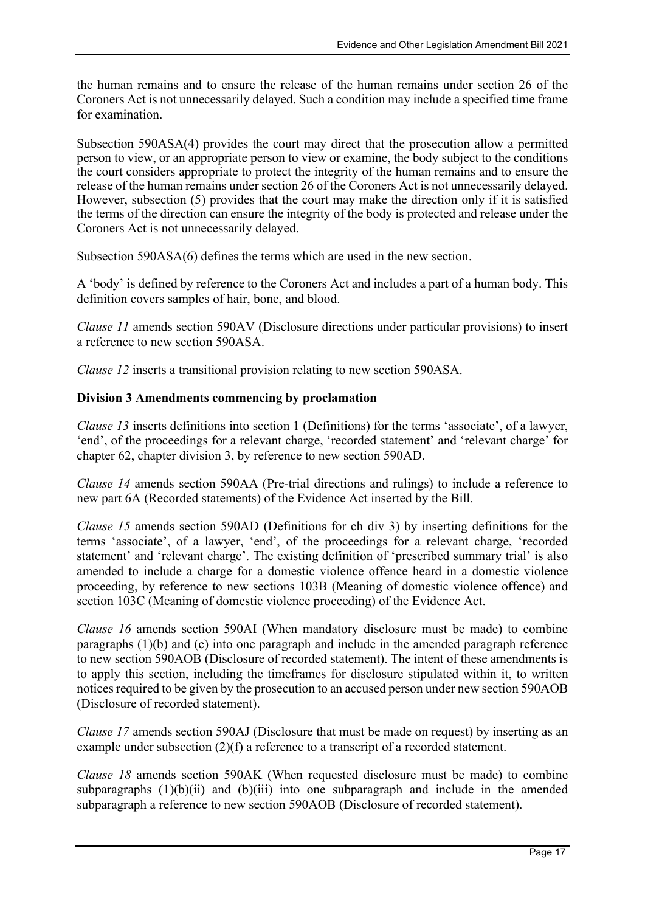the human remains and to ensure the release of the human remains under section 26 of the Coroners Act is not unnecessarily delayed. Such a condition may include a specified time frame for examination.

Subsection 590ASA(4) provides the court may direct that the prosecution allow a permitted person to view, or an appropriate person to view or examine, the body subject to the conditions the court considers appropriate to protect the integrity of the human remains and to ensure the release of the human remains under section 26 of the Coroners Act is not unnecessarily delayed. However, subsection (5) provides that the court may make the direction only if it is satisfied the terms of the direction can ensure the integrity of the body is protected and release under the Coroners Act is not unnecessarily delayed.

Subsection 590ASA(6) defines the terms which are used in the new section.

A 'body' is defined by reference to the Coroners Act and includes a part of a human body. This definition covers samples of hair, bone, and blood.

*Clause 11* amends section 590AV (Disclosure directions under particular provisions) to insert a reference to new section 590ASA.

*Clause 12* inserts a transitional provision relating to new section 590ASA.

**Division 3 Amendments commencing by proclamation**

*Clause 13* inserts definitions into section 1 (Definitions) for the terms 'associate', of a lawyer, 'end', of the proceedings for a relevant charge, 'recorded statement' and 'relevant charge' for chapter 62, chapter division 3, by reference to new section 590AD.

*Clause 14* amends section 590AA (Pre-trial directions and rulings) to include a reference to new part 6A (Recorded statements) of the Evidence Act inserted by the Bill.

*Clause 15* amends section 590AD (Definitions for ch div 3) by inserting definitions for the terms 'associate', of a lawyer, 'end', of the proceedings for a relevant charge, 'recorded statement' and 'relevant charge'. The existing definition of 'prescribed summary trial' is also amended to include a charge for a domestic violence offence heard in a domestic violence proceeding, by reference to new sections 103B (Meaning of domestic violence offence) and section 103C (Meaning of domestic violence proceeding) of the Evidence Act.

*Clause 16* amends section 590AI (When mandatory disclosure must be made) to combine paragraphs (1)(b) and (c) into one paragraph and include in the amended paragraph reference to new section 590AOB (Disclosure of recorded statement). The intent of these amendments is to apply this section, including the timeframes for disclosure stipulated within it, to written notices required to be given by the prosecution to an accused person under new section 590AOB (Disclosure of recorded statement).

*Clause 17* amends section 590AJ (Disclosure that must be made on request) by inserting as an example under subsection (2)(f) a reference to a transcript of a recorded statement.

*Clause 18* amends section 590AK (When requested disclosure must be made) to combine subparagraphs (1)(b)(ii) and (b)(iii) into one subparagraph and include in the amended subparagraph a reference to new section 590AOB (Disclosure of recorded statement).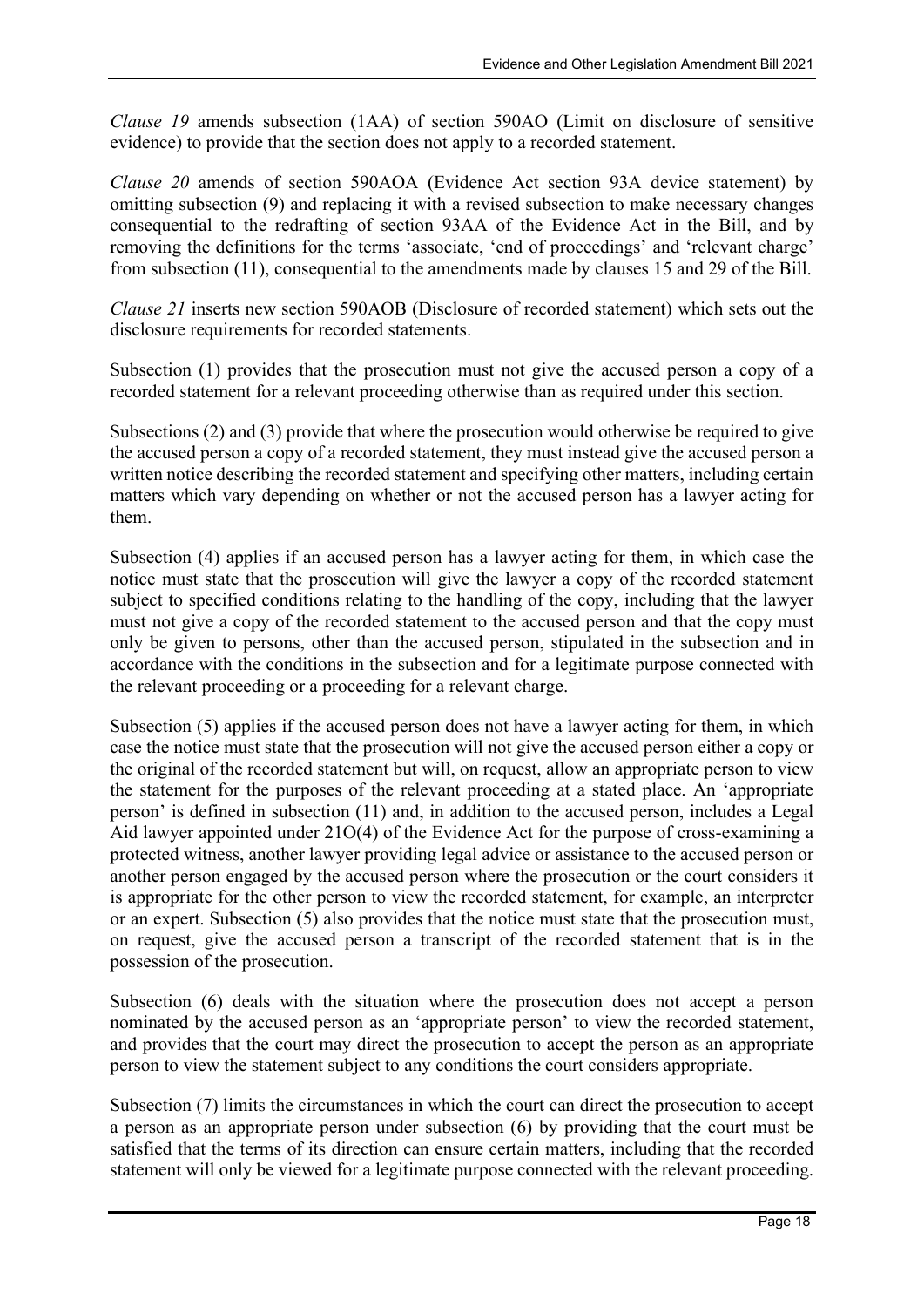*Clause 19* amends subsection (1AA) of section 590AO (Limit on disclosure of sensitive evidence) to provide that the section does not apply to a recorded statement.

*Clause 20* amends of section 590AOA (Evidence Act section 93A device statement) by omitting subsection (9) and replacing it with a revised subsection to make necessary changes consequential to the redrafting of section 93AA of the Evidence Act in the Bill, and by removing the definitions for the terms 'associate, 'end of proceedings' and 'relevant charge' from subsection (11), consequential to the amendments made by clauses 15 and 29 of the Bill.

*Clause 21* inserts new section 590AOB (Disclosure of recorded statement) which sets out the disclosure requirements for recorded statements.

Subsection (1) provides that the prosecution must not give the accused person a copy of a recorded statement for a relevant proceeding otherwise than as required under this section.

Subsections (2) and (3) provide that where the prosecution would otherwise be required to give the accused person a copy of a recorded statement, they must instead give the accused person a written notice describing the recorded statement and specifying other matters, including certain matters which vary depending on whether or not the accused person has a lawyer acting for them.

Subsection (4) applies if an accused person has a lawyer acting for them, in which case the notice must state that the prosecution will give the lawyer a copy of the recorded statement subject to specified conditions relating to the handling of the copy, including that the lawyer must not give a copy of the recorded statement to the accused person and that the copy must only be given to persons, other than the accused person, stipulated in the subsection and in accordance with the conditions in the subsection and for a legitimate purpose connected with the relevant proceeding or a proceeding for a relevant charge.

Subsection (5) applies if the accused person does not have a lawyer acting for them, in which case the notice must state that the prosecution will not give the accused person either a copy or the original of the recorded statement but will, on request, allow an appropriate person to view the statement for the purposes of the relevant proceeding at a stated place. An 'appropriate person' is defined in subsection (11) and, in addition to the accused person, includes a Legal Aid lawyer appointed under 21O(4) of the Evidence Act for the purpose of cross-examining a protected witness, another lawyer providing legal advice or assistance to the accused person or another person engaged by the accused person where the prosecution or the court considers it is appropriate for the other person to view the recorded statement, for example, an interpreter or an expert. Subsection (5) also provides that the notice must state that the prosecution must, on request, give the accused person a transcript of the recorded statement that is in the possession of the prosecution.

Subsection (6) deals with the situation where the prosecution does not accept a person nominated by the accused person as an 'appropriate person' to view the recorded statement, and provides that the court may direct the prosecution to accept the person as an appropriate person to view the statement subject to any conditions the court considers appropriate.

Subsection (7) limits the circumstances in which the court can direct the prosecution to accept a person as an appropriate person under subsection (6) by providing that the court must be satisfied that the terms of its direction can ensure certain matters, including that the recorded statement will only be viewed for a legitimate purpose connected with the relevant proceeding.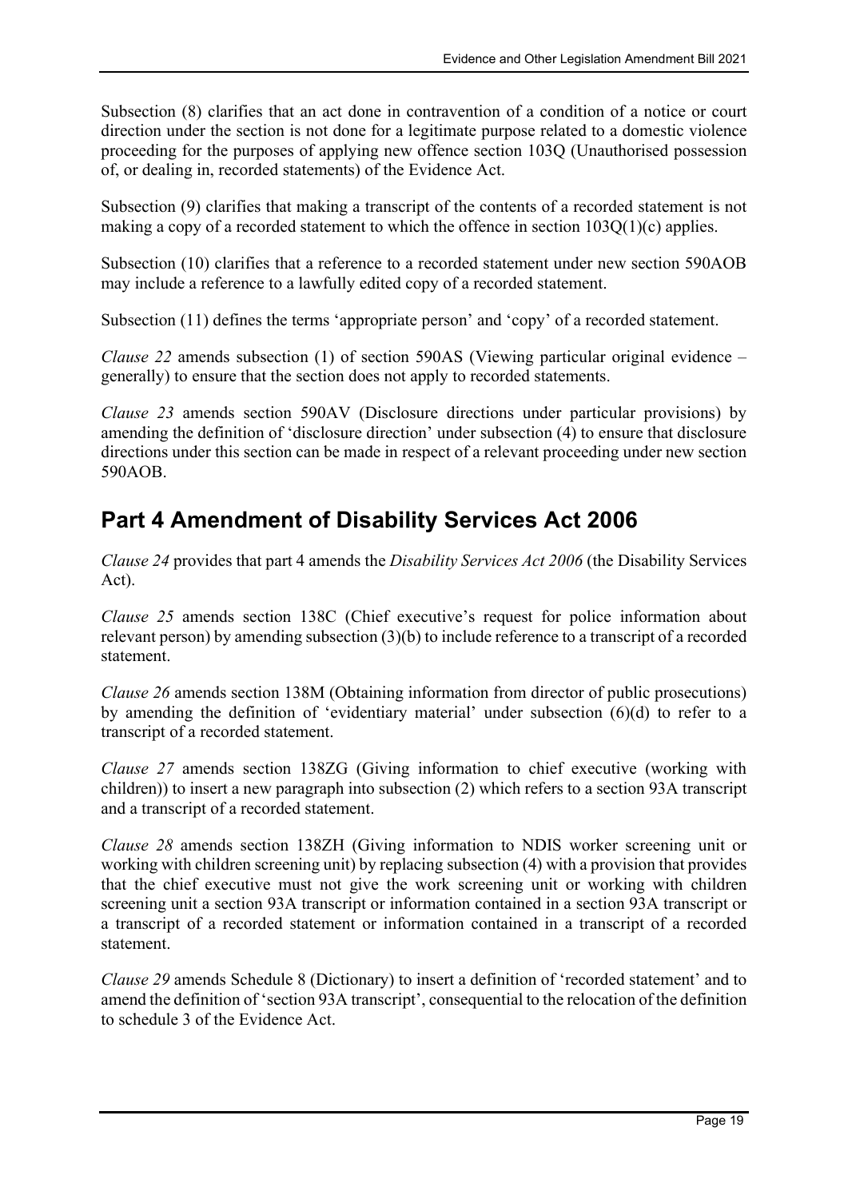Subsection (8) clarifies that an act done in contravention of a condition of a notice or court direction under the section is not done for a legitimate purpose related to a domestic violence proceeding for the purposes of applying new offence section 103Q (Unauthorised possession of, or dealing in, recorded statements) of the Evidence Act.

Subsection (9) clarifies that making a transcript of the contents of a recorded statement is not making a copy of a recorded statement to which the offence in section 103Q(1)(c) applies.

Subsection (10) clarifies that a reference to a recorded statement under new section 590AOB may include a reference to a lawfully edited copy of a recorded statement.

Subsection (11) defines the terms 'appropriate person' and 'copy' of a recorded statement.

*Clause 22* amends subsection (1) of section 590AS (Viewing particular original evidence – generally) to ensure that the section does not apply to recorded statements.

*Clause 23* amends section 590AV (Disclosure directions under particular provisions) by amending the definition of 'disclosure direction' under subsection (4) to ensure that disclosure directions under this section can be made in respect of a relevant proceeding under new section 590AOB.

## Part 4 Amendment of Disability Services Act 2006

*Clause 24* provides that part 4 amends the *Disability Services Act 2006* (the Disability Services Act).

*Clause 25* amends section 138C (Chief executive's request for police information about relevant person) by amending subsection (3)(b) to include reference to a transcript of a recorded statement.

*Clause 26* amends section 138M (Obtaining information from director of public prosecutions) by amending the definition of 'evidentiary material' under subsection (6)(d) to refer to a transcript of a recorded statement.

*Clause 27* amends section 138ZG (Giving information to chief executive (working with children)) to insert a new paragraph into subsection (2) which refers to a section 93A transcript and a transcript of a recorded statement.

*Clause 28* amends section 138ZH (Giving information to NDIS worker screening unit or working with children screening unit) by replacing subsection (4) with a provision that provides that the chief executive must not give the work screening unit or working with children screening unit a section 93A transcript or information contained in a section 93A transcript or a transcript of a recorded statement or information contained in a transcript of a recorded statement.

*Clause 29* amends Schedule 8 (Dictionary) to insert a definition of 'recorded statement' and to amend the definition of 'section 93A transcript', consequential to the relocation of the definition to schedule 3 of the Evidence Act.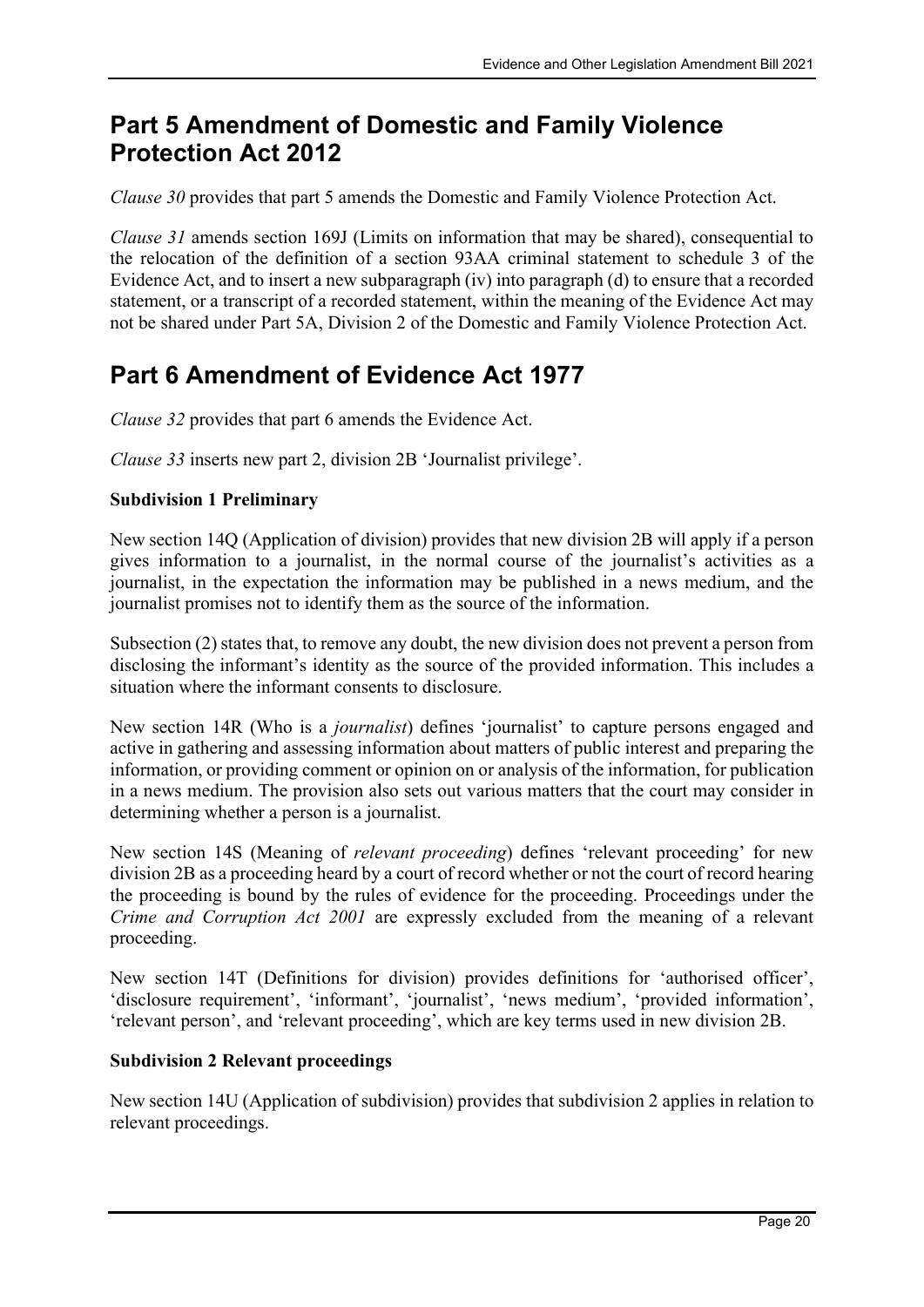# Part 5 Amendment of Domestic and Family Violence Protection Act 2012

*Clause 30* provides that part 5 amends the Domestic and Family Violence Protection Act.

*Clause 31* amends section 169J (Limits on information that may be shared), consequential to the relocation of the definition of a section 93AA criminal statement to schedule 3 of the Evidence Act, and to insert a new subparagraph (iv) into paragraph (d) to ensure that a recorded statement, or a transcript of a recorded statement, within the meaning of the Evidence Act may not be shared under Part 5A, Division 2 of the Domestic and Family Violence Protection Act.

# Part 6 Amendment of Evidence Act 1977

*Clause 32* provides that part 6 amends the Evidence Act.

*Clause 33* inserts new part 2, division 2B 'Journalist privilege'.

### Subdivision 1 Preliminary

New section 14Q (Application of division) provides that new division 2B will apply if a person gives information to a journalist, in the normal course of the journalist's activities as a journalist, in the expectation the information may be published in a news medium, and the journalist promises not to identify them as the source of the information.

Subsection (2) states that, to remove any doubt, the new division does not prevent a person from disclosing the informant's identity as the source of the provided information. This includes a situation where the informant consents to disclosure.

New section 14R (Who is a *journalist*) defines 'journalist' to capture persons engaged and active in gathering and assessing information about matters of public interest and preparing the information, or providing comment or opinion on or analysis of the information, for publication in a news medium. The provision also sets out various matters that the court may consider in determining whether a person is a journalist.

New section 14S (Meaning of *relevant proceeding*) defines 'relevant proceeding' for new division 2B as a proceeding heard by a court of record whether or not the court of record hearing the proceeding is bound by the rules of evidence for the proceeding. Proceedings under the *Crime and Corruption Act 2001* are expressly excluded from the meaning of a relevant proceeding.

New section 14T (Definitions for division) provides definitions for 'authorised officer', 'disclosure requirement', 'informant', 'journalist', 'news medium', 'provided information', 'relevant person', and 'relevant proceeding', which are key terms used in new division 2B.

### Subdivision 2 Relevant proceedings

New section 14U (Application of subdivision) provides that subdivision 2 applies in relation to relevant proceedings.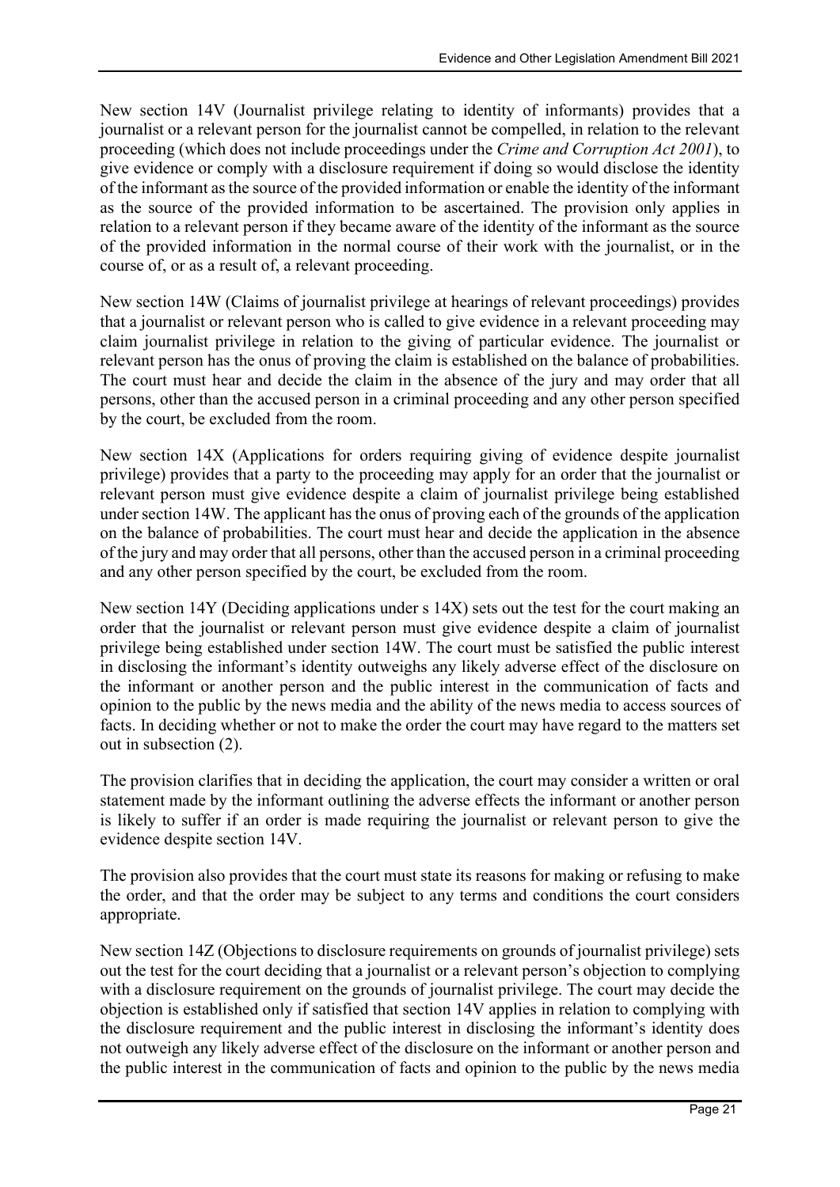New section 14V (Journalist privilege relating to identity of informants) provides that a journalist or a relevant person for the journalist cannot be compelled, in relation to the relevant proceeding (which does not include proceedings under the *Crime and Corruption Act 2001*), to give evidence or comply with a disclosure requirement if doing so would disclose the identity of the informant as the source of the provided information or enable the identity of the informant as the source of the provided information to be ascertained. The provision only applies in relation to a relevant person if they became aware of the identity of the informant as the source of the provided information in the normal course of their work with the journalist, or in the course of, or as a result of, a relevant proceeding.

New section 14W (Claims of journalist privilege at hearings of relevant proceedings) provides that a journalist or relevant person who is called to give evidence in a relevant proceeding may claim journalist privilege in relation to the giving of particular evidence. The journalist or relevant person has the onus of proving the claim is established on the balance of probabilities. The court must hear and decide the claim in the absence of the jury and may order that all persons, other than the accused person in a criminal proceeding and any other person specified by the court, be excluded from the room.

New section 14X (Applications for orders requiring giving of evidence despite journalist privilege) provides that a party to the proceeding may apply for an order that the journalist or relevant person must give evidence despite a claim of journalist privilege being established under section 14W. The applicant has the onus of proving each of the grounds of the application on the balance of probabilities. The court must hear and decide the application in the absence of the jury and may order that all persons, other than the accused person in a criminal proceeding and any other person specified by the court, be excluded from the room.

New section 14Y (Deciding applications under s 14X) sets out the test for the court making an order that the journalist or relevant person must give evidence despite a claim of journalist privilege being established under section 14W. The court must be satisfied the public interest in disclosing the informant's identity outweighs any likely adverse effect of the disclosure on the informant or another person and the public interest in the communication of facts and opinion to the public by the news media and the ability of the news media to access sources of facts. In deciding whether or not to make the order the court may have regard to the matters set out in subsection (2).

The provision clarifies that in deciding the application, the court may consider a written or oral statement made by the informant outlining the adverse effects the informant or another person is likely to suffer if an order is made requiring the journalist or relevant person to give the evidence despite section 14V.

The provision also provides that the court must state its reasons for making or refusing to make the order, and that the order may be subject to any terms and conditions the court considers appropriate.

New section 14Z (Objections to disclosure requirements on grounds of journalist privilege) sets out the test for the court deciding that a journalist or a relevant person's objection to complying with a disclosure requirement on the grounds of journalist privilege. The court may decide the objection is established only if satisfied that section 14V applies in relation to complying with the disclosure requirement and the public interest in disclosing the informant's identity does not outweigh any likely adverse effect of the disclosure on the informant or another person and the public interest in the communication of facts and opinion to the public by the news media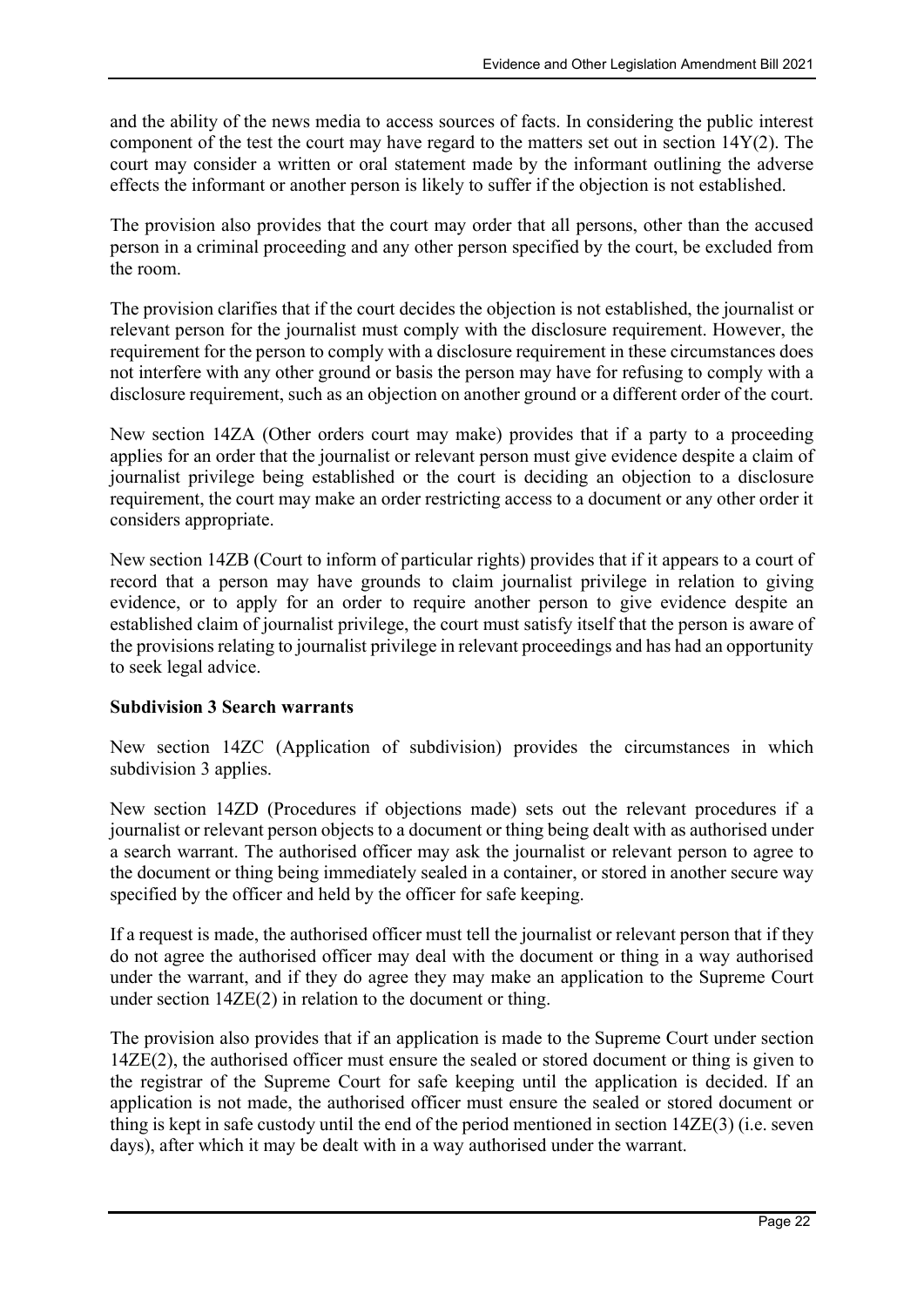and the ability of the news media to access sources of facts. In considering the public interest component of the test the court may have regard to the matters set out in section 14Y(2). The court may consider a written or oral statement made by the informant outlining the adverse effects the informant or another person is likely to suffer if the objection is not established.

The provision also provides that the court may order that all persons, other than the accused person in a criminal proceeding and any other person specified by the court, be excluded from the room.

The provision clarifies that if the court decides the objection is not established, the journalist or relevant person for the journalist must comply with the disclosure requirement. However, the requirement for the person to comply with a disclosure requirement in these circumstances does not interfere with any other ground or basis the person may have for refusing to comply with a disclosure requirement, such as an objection on another ground or a different order of the court.

New section 14ZA (Other orders court may make) provides that if a party to a proceeding applies for an order that the journalist or relevant person must give evidence despite a claim of journalist privilege being established or the court is deciding an objection to a disclosure requirement, the court may make an order restricting access to a document or any other order it considers appropriate.

New section 14ZB (Court to inform of particular rights) provides that if it appears to a court of record that a person may have grounds to claim journalist privilege in relation to giving evidence, or to apply for an order to require another person to give evidence despite an established claim of journalist privilege, the court must satisfy itself that the person is aware of the provisions relating to journalist privilege in relevant proceedings and has had an opportunity to seek legal advice.

**Subdivision 3 Search warrants**

New section 14ZC (Application of subdivision) provides the circumstances in which subdivision 3 applies.

New section 14ZD (Procedures if objections made) sets out the relevant procedures if a journalist or relevant person objects to a document or thing being dealt with as authorised under a search warrant. The authorised officer may ask the journalist or relevant person to agree to the document or thing being immediately sealed in a container, or stored in another secure way specified by the officer and held by the officer for safe keeping.

If a request is made, the authorised officer must tell the journalist or relevant person that if they do not agree the authorised officer may deal with the document or thing in a way authorised under the warrant, and if they do agree they may make an application to the Supreme Court under section 14ZE(2) in relation to the document or thing.

The provision also provides that if an application is made to the Supreme Court under section 14ZE(2), the authorised officer must ensure the sealed or stored document or thing is given to the registrar of the Supreme Court for safe keeping until the application is decided. If an application is not made, the authorised officer must ensure the sealed or stored document or thing is kept in safe custody until the end of the period mentioned in section 14ZE(3) (i.e. seven days), after which it may be dealt with in a way authorised under the warrant.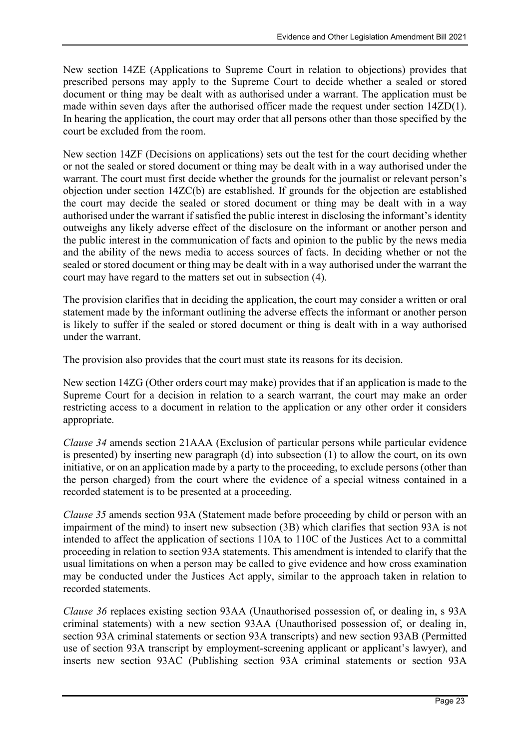New section 14ZE (Applications to Supreme Court in relation to objections) provides that prescribed persons may apply to the Supreme Court to decide whether a sealed or stored document or thing may be dealt with as authorised under a warrant. The application must be made within seven days after the authorised officer made the request under section 14ZD(1). In hearing the application, the court may order that all persons other than those specified by the court be excluded from the room.

New section 14ZF (Decisions on applications) sets out the test for the court deciding whether or not the sealed or stored document or thing may be dealt with in a way authorised under the warrant. The court must first decide whether the grounds for the journalist or relevant person's objection under section 14ZC(b) are established. If grounds for the objection are established the court may decide the sealed or stored document or thing may be dealt with in a way authorised under the warrant if satisfied the public interest in disclosing the informant's identity outweighs any likely adverse effect of the disclosure on the informant or another person and the public interest in the communication of facts and opinion to the public by the news media and the ability of the news media to access sources of facts. In deciding whether or not the sealed or stored document or thing may be dealt with in a way authorised under the warrant the court may have regard to the matters set out in subsection (4).

The provision clarifies that in deciding the application, the court may consider a written or oral statement made by the informant outlining the adverse effects the informant or another person is likely to suffer if the sealed or stored document or thing is dealt with in a way authorised under the warrant.

The provision also provides that the court must state its reasons for its decision.

New section 14ZG (Other orders court may make) provides that if an application is made to the Supreme Court for a decision in relation to a search warrant, the court may make an order restricting access to a document in relation to the application or any other order it considers appropriate.

*Clause 34* amends section 21AAA (Exclusion of particular persons while particular evidence is presented) by inserting new paragraph (d) into subsection (1) to allow the court, on its own initiative, or on an application made by a party to the proceeding, to exclude persons (other than the person charged) from the court where the evidence of a special witness contained in a recorded statement is to be presented at a proceeding.

*Clause 35* amends section 93A (Statement made before proceeding by child or person with an impairment of the mind) to insert new subsection (3B) which clarifies that section 93A is not intended to affect the application of sections 110A to 110C of the Justices Act to a committal proceeding in relation to section 93A statements. This amendment is intended to clarify that the usual limitations on when a person may be called to give evidence and how cross examination may be conducted under the Justices Act apply, similar to the approach taken in relation to recorded statements.

*Clause 36* replaces existing section 93AA (Unauthorised possession of, or dealing in, s 93A criminal statements) with a new section 93AA (Unauthorised possession of, or dealing in, section 93A criminal statements or section 93A transcripts) and new section 93AB (Permitted use of section 93A transcript by employment-screening applicant or applicant's lawyer), and inserts new section 93AC (Publishing section 93A criminal statements or section 93A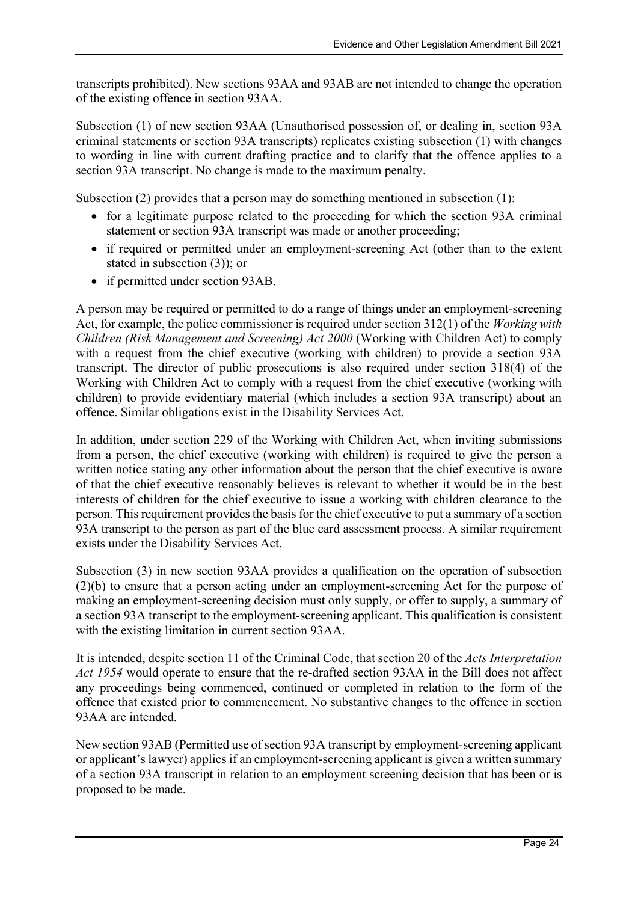transcripts prohibited). New sections 93AA and 93AB are not intended to change the operation of the existing offence in section 93AA.

Subsection (1) of new section 93AA (Unauthorised possession of, or dealing in, section 93A criminal statements or section 93A transcripts) replicates existing subsection (1) with changes to wording in line with current drafting practice and to clarify that the offence applies to a section 93A transcript. No change is made to the maximum penalty.

Subsection (2) provides that a person may do something mentioned in subsection (1):

- for a legitimate purpose related to the proceeding for which the section 93A criminal statement or section 93A transcript was made or another proceeding;
- if required or permitted under an employment-screening Act (other than to the extent stated in subsection (3)); or
- if permitted under section 93AB.

A person may be required or permitted to do a range of things under an employment-screening Act, for example, the police commissioner is required under section 312(1) of the *Working with Children (Risk Management and Screening) Act 2000* (Working with Children Act) to comply with a request from the chief executive (working with children) to provide a section 93A transcript. The director of public prosecutions is also required under section 318(4) of the Working with Children Act to comply with a request from the chief executive (working with children) to provide evidentiary material (which includes a section 93A transcript) about an offence. Similar obligations exist in the Disability Services Act.

In addition, under section 229 of the Working with Children Act, when inviting submissions from a person, the chief executive (working with children) is required to give the person a written notice stating any other information about the person that the chief executive is aware of that the chief executive reasonably believes is relevant to whether it would be in the best interests of children for the chief executive to issue a working with children clearance to the person. This requirement provides the basis for the chief executive to put a summary of a section 93A transcript to the person as part of the blue card assessment process. A similar requirement exists under the Disability Services Act.

Subsection (3) in new section 93AA provides a qualification on the operation of subsection (2)(b) to ensure that a person acting under an employment-screening Act for the purpose of making an employment-screening decision must only supply, or offer to supply, a summary of a section 93A transcript to the employment-screening applicant. This qualification is consistent with the existing limitation in current section 93AA.

It is intended, despite section 11 of the Criminal Code, that section 20 of the *Acts Interpretation Act 1954* would operate to ensure that the re-drafted section 93AA in the Bill does not affect any proceedings being commenced, continued or completed in relation to the form of the offence that existed prior to commencement. No substantive changes to the offence in section 93AA are intended.

New section 93AB (Permitted use of section 93A transcript by employment-screening applicant or applicant's lawyer) applies if an employment-screening applicant is given a written summary of a section 93A transcript in relation to an employment screening decision that has been or is proposed to be made.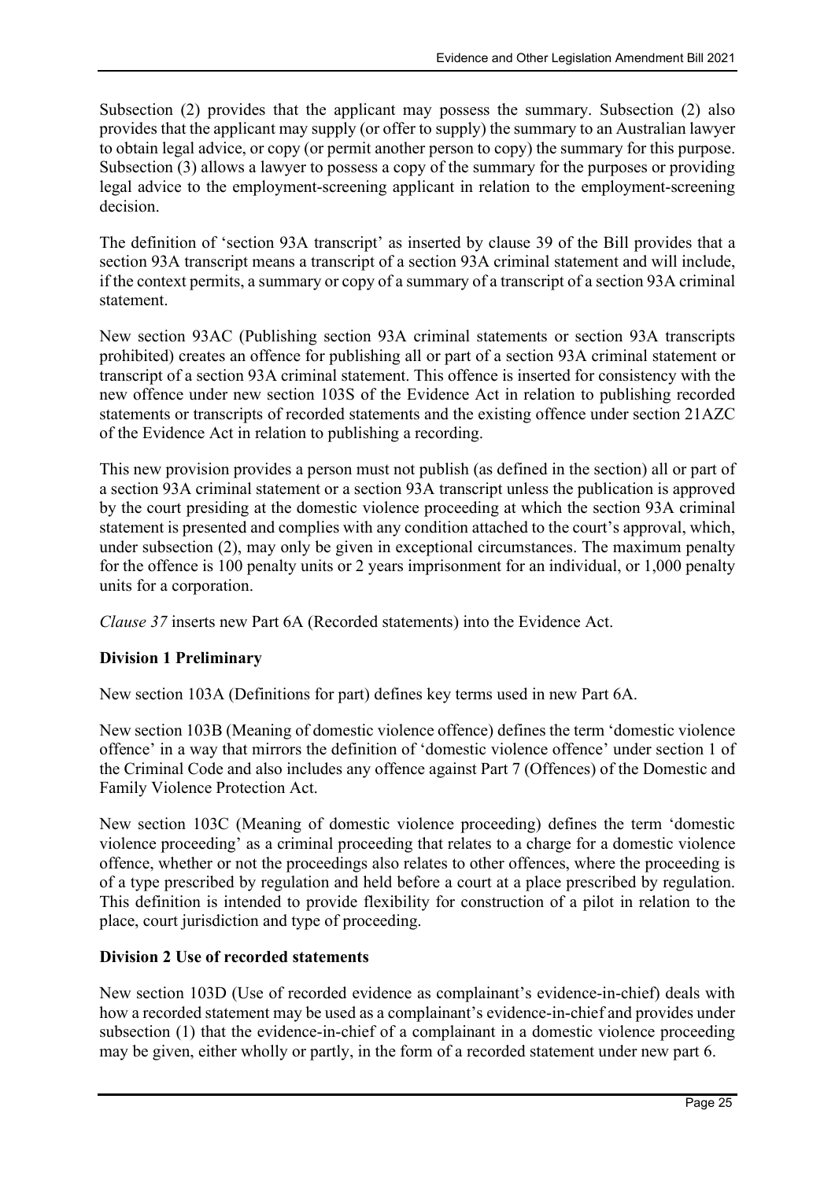Subsection (2) provides that the applicant may possess the summary. Subsection (2) also provides that the applicant may supply (or offer to supply) the summary to an Australian lawyer to obtain legal advice, or copy (or permit another person to copy) the summary for this purpose. Subsection (3) allows a lawyer to possess a copy of the summary for the purposes or providing legal advice to the employment-screening applicant in relation to the employment-screening decision.

The definition of 'section 93A transcript' as inserted by clause 39 of the Bill provides that a section 93A transcript means a transcript of a section 93A criminal statement and will include, if the context permits, a summary or copy of a summary of a transcript of a section 93A criminal statement.

New section 93AC (Publishing section 93A criminal statements or section 93A transcripts prohibited) creates an offence for publishing all or part of a section 93A criminal statement or transcript of a section 93A criminal statement. This offence is inserted for consistency with the new offence under new section 103S of the Evidence Act in relation to publishing recorded statements or transcripts of recorded statements and the existing offence under section 21AZC of the Evidence Act in relation to publishing a recording.

This new provision provides a person must not publish (as defined in the section) all or part of a section 93A criminal statement or a section 93A transcript unless the publication is approved by the court presiding at the domestic violence proceeding at which the section 93A criminal statement is presented and complies with any condition attached to the court's approval, which, under subsection (2), may only be given in exceptional circumstances. The maximum penalty for the offence is 100 penalty units or 2 years imprisonment for an individual, or 1,000 penalty units for a corporation.

*Clause 37* inserts new Part 6A (Recorded statements) into the Evidence Act.

**Division 1 Preliminary**

New section 103A (Definitions for part) defines key terms used in new Part 6A.

New section 103B (Meaning of domestic violence offence) defines the term 'domestic violence offence' in a way that mirrors the definition of 'domestic violence offence' under section 1 of the Criminal Code and also includes any offence against Part 7 (Offences) of the Domestic and Family Violence Protection Act.

New section 103C (Meaning of domestic violence proceeding) defines the term 'domestic violence proceeding' as a criminal proceeding that relates to a charge for a domestic violence offence, whether or not the proceedings also relates to other offences, where the proceeding is of a type prescribed by regulation and held before a court at a place prescribed by regulation. This definition is intended to provide flexibility for construction of a pilot in relation to the place, court jurisdiction and type of proceeding.

**Division 2 Use of recorded statements**

New section 103D (Use of recorded evidence as complainant's evidence-in-chief) deals with how a recorded statement may be used as a complainant's evidence-in-chief and provides under subsection (1) that the evidence-in-chief of a complainant in a domestic violence proceeding may be given, either wholly or partly, in the form of a recorded statement under new part 6.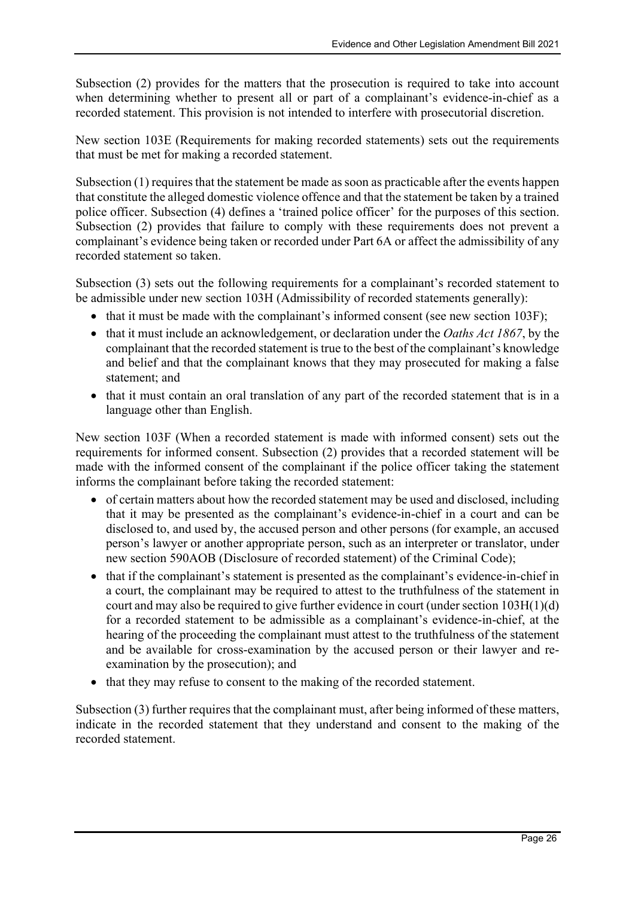Subsection (2) provides for the matters that the prosecution is required to take into account when determining whether to present all or part of a complainant's evidence-in-chief as a recorded statement. This provision is not intended to interfere with prosecutorial discretion.

New section 103E (Requirements for making recorded statements) sets out the requirements that must be met for making a recorded statement.

Subsection (1) requires that the statement be made as soon as practicable after the events happen that constitute the alleged domestic violence offence and that the statement be taken by a trained police officer. Subsection (4) defines a 'trained police officer' for the purposes of this section. Subsection (2) provides that failure to comply with these requirements does not prevent a complainant's evidence being taken or recorded under Part 6A or affect the admissibility of any recorded statement so taken.

Subsection (3) sets out the following requirements for a complainant's recorded statement to be admissible under new section 103H (Admissibility of recorded statements generally):

- that it must be made with the complainant's informed consent (see new section 103F);
- that it must include an acknowledgement, or declaration under the *Oaths Act 1867*, by the complainant that the recorded statement is true to the best of the complainant's knowledge and belief and that the complainant knows that they may prosecuted for making a false statement; and
- that it must contain an oral translation of any part of the recorded statement that is in a language other than English.

New section 103F (When a recorded statement is made with informed consent) sets out the requirements for informed consent. Subsection (2) provides that a recorded statement will be made with the informed consent of the complainant if the police officer taking the statement informs the complainant before taking the recorded statement:

- of certain matters about how the recorded statement may be used and disclosed, including that it may be presented as the complainant's evidence-in-chief in a court and can be disclosed to, and used by, the accused person and other persons (for example, an accused person's lawyer or another appropriate person, such as an interpreter or translator, under new section 590AOB (Disclosure of recorded statement) of the Criminal Code);
- that if the complainant's statement is presented as the complainant's evidence-in-chief in a court, the complainant may be required to attest to the truthfulness of the statement in court and may also be required to give further evidence in court (under section 103H(1)(d) for a recorded statement to be admissible as a complainant's evidence-in-chief, at the hearing of the proceeding the complainant must attest to the truthfulness of the statement and be available for cross-examination by the accused person or their lawyer and re-examination by the prosecution); and
- that they may refuse to consent to the making of the recorded statement.

Subsection (3) further requires that the complainant must, after being informed of these matters, indicate in the recorded statement that they understand and consent to the making of the recorded statement.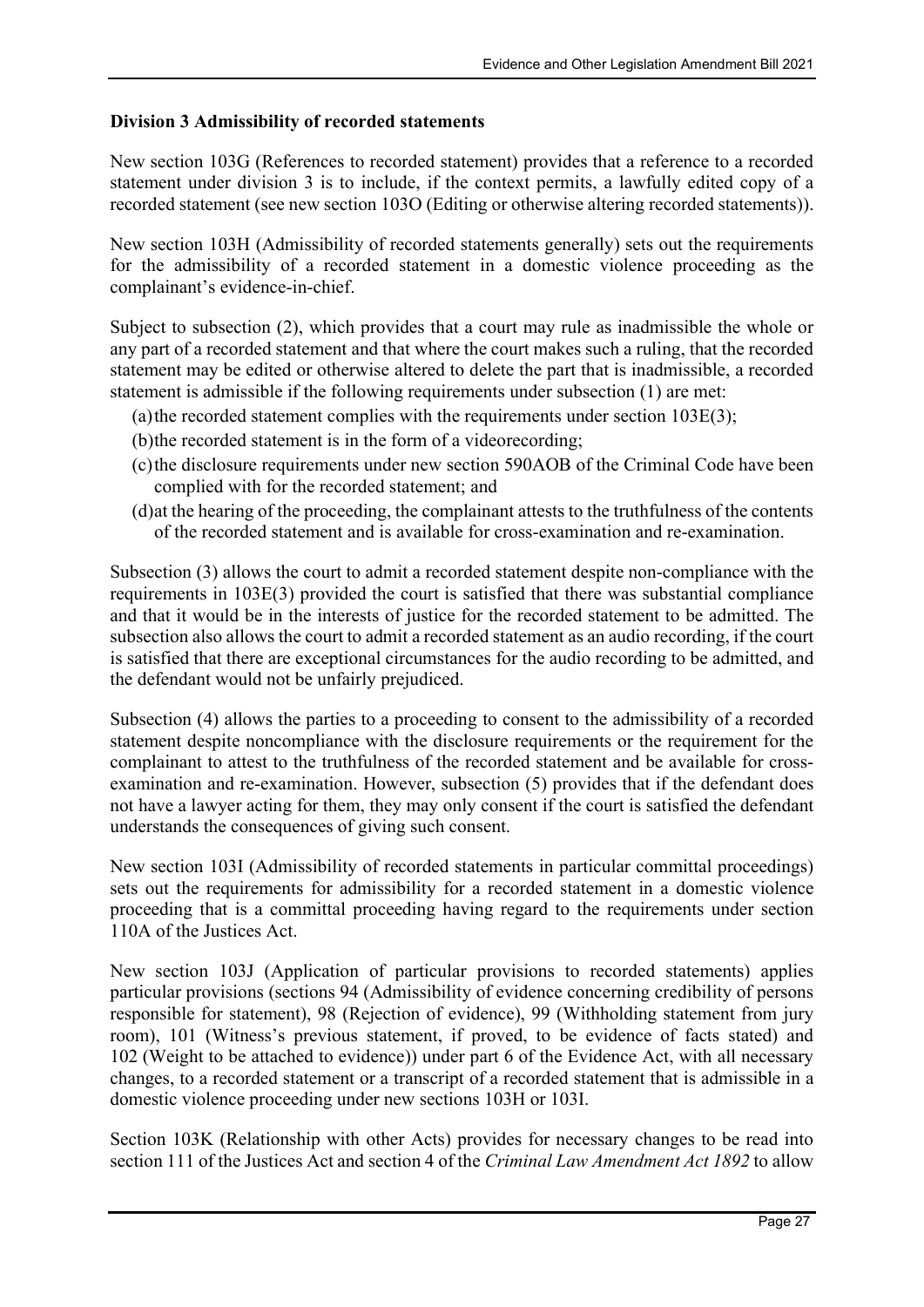**Division 3 Admissibility of recorded statements**

New section 103G (References to recorded statement) provides that a reference to a recorded statement under division 3 is to include, if the context permits, a lawfully edited copy of a recorded statement (see new section 103O (Editing or otherwise altering recorded statements)).

New section 103H (Admissibility of recorded statements generally) sets out the requirements for the admissibility of a recorded statement in a domestic violence proceeding as the complainant's evidence-in-chief.

Subject to subsection (2), which provides that a court may rule as inadmissible the whole or any part of a recorded statement and that where the court makes such a ruling, that the recorded statement may be edited or otherwise altered to delete the part that is inadmissible, a recorded statement is admissible if the following requirements under subsection (1) are met:

(a) the recorded statement complies with the requirements under section 103E(3);
(b) the recorded statement is in the form of a videorecording;
(c) the disclosure requirements under new section 590AOB of the Criminal Code have been complied with for the recorded statement; and
(d) at the hearing of the proceeding, the complainant attests to the truthfulness of the contents of the recorded statement and is available for cross-examination and re-examination.

Subsection (3) allows the court to admit a recorded statement despite non-compliance with the requirements in 103E(3) provided the court is satisfied that there was substantial compliance and that it would be in the interests of justice for the recorded statement to be admitted. The subsection also allows the court to admit a recorded statement as an audio recording, if the court is satisfied that there are exceptional circumstances for the audio recording to be admitted, and the defendant would not be unfairly prejudiced.

Subsection (4) allows the parties to a proceeding to consent to the admissibility of a recorded statement despite noncompliance with the disclosure requirements or the requirement for the complainant to attest to the truthfulness of the recorded statement and be available for cross-examination and re-examination. However, subsection (5) provides that if the defendant does not have a lawyer acting for them, they may only consent if the court is satisfied the defendant understands the consequences of giving such consent.

New section 103I (Admissibility of recorded statements in particular committal proceedings) sets out the requirements for admissibility for a recorded statement in a domestic violence proceeding that is a committal proceeding having regard to the requirements under section 110A of the Justices Act.

New section 103J (Application of particular provisions to recorded statements) applies particular provisions (sections 94 (Admissibility of evidence concerning credibility of persons responsible for statement), 98 (Rejection of evidence), 99 (Withholding statement from jury room), 101 (Witness's previous statement, if proved, to be evidence of facts stated) and 102 (Weight to be attached to evidence)) under part 6 of the Evidence Act, with all necessary changes, to a recorded statement or a transcript of a recorded statement that is admissible in a domestic violence proceeding under new sections 103H or 103I.

Section 103K (Relationship with other Acts) provides for necessary changes to be read into section 111 of the Justices Act and section 4 of the *Criminal Law Amendment Act 1892* to allow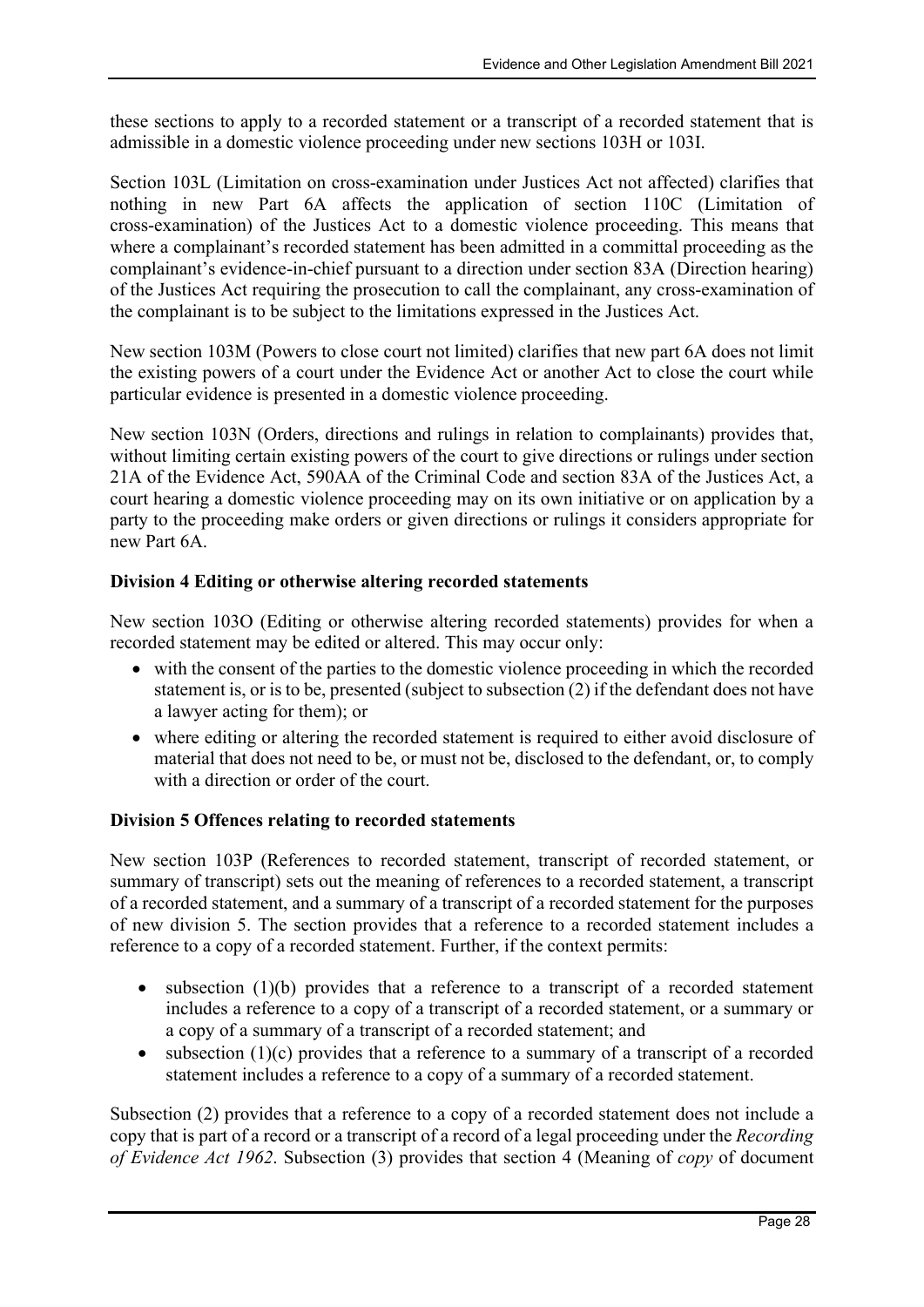these sections to apply to a recorded statement or a transcript of a recorded statement that is admissible in a domestic violence proceeding under new sections 103H or 103I.

Section 103L (Limitation on cross-examination under Justices Act not affected) clarifies that nothing in new Part 6A affects the application of section 110C (Limitation of cross-examination) of the Justices Act to a domestic violence proceeding. This means that where a complainant's recorded statement has been admitted in a committal proceeding as the complainant's evidence-in-chief pursuant to a direction under section 83A (Direction hearing) of the Justices Act requiring the prosecution to call the complainant, any cross-examination of the complainant is to be subject to the limitations expressed in the Justices Act.

New section 103M (Powers to close court not limited) clarifies that new part 6A does not limit the existing powers of a court under the Evidence Act or another Act to close the court while particular evidence is presented in a domestic violence proceeding.

New section 103N (Orders, directions and rulings in relation to complainants) provides that, without limiting certain existing powers of the court to give directions or rulings under section 21A of the Evidence Act, 590AA of the Criminal Code and section 83A of the Justices Act, a court hearing a domestic violence proceeding may on its own initiative or on application by a party to the proceeding make orders or given directions or rulings it considers appropriate for new Part 6A.

**Division 4 Editing or otherwise altering recorded statements**

New section 103O (Editing or otherwise altering recorded statements) provides for when a recorded statement may be edited or altered. This may occur only:

- with the consent of the parties to the domestic violence proceeding in which the recorded statement is, or is to be, presented (subject to subsection (2) if the defendant does not have a lawyer acting for them); or
- where editing or altering the recorded statement is required to either avoid disclosure of material that does not need to be, or must not be, disclosed to the defendant, or, to comply with a direction or order of the court.

**Division 5 Offences relating to recorded statements**

New section 103P (References to recorded statement, transcript of recorded statement, or summary of transcript) sets out the meaning of references to a recorded statement, a transcript of a recorded statement, and a summary of a transcript of a recorded statement for the purposes of new division 5. The section provides that a reference to a recorded statement includes a reference to a copy of a recorded statement. Further, if the context permits:

- subsection (1)(b) provides that a reference to a transcript of a recorded statement includes a reference to a copy of a transcript of a recorded statement, or a summary or a copy of a summary of a transcript of a recorded statement; and
- subsection (1)(c) provides that a reference to a summary of a transcript of a recorded statement includes a reference to a copy of a summary of a recorded statement.

Subsection (2) provides that a reference to a copy of a recorded statement does not include a copy that is part of a record or a transcript of a record of a legal proceeding under the *Recording of Evidence Act 1962*. Subsection (3) provides that section 4 (Meaning of *copy* of document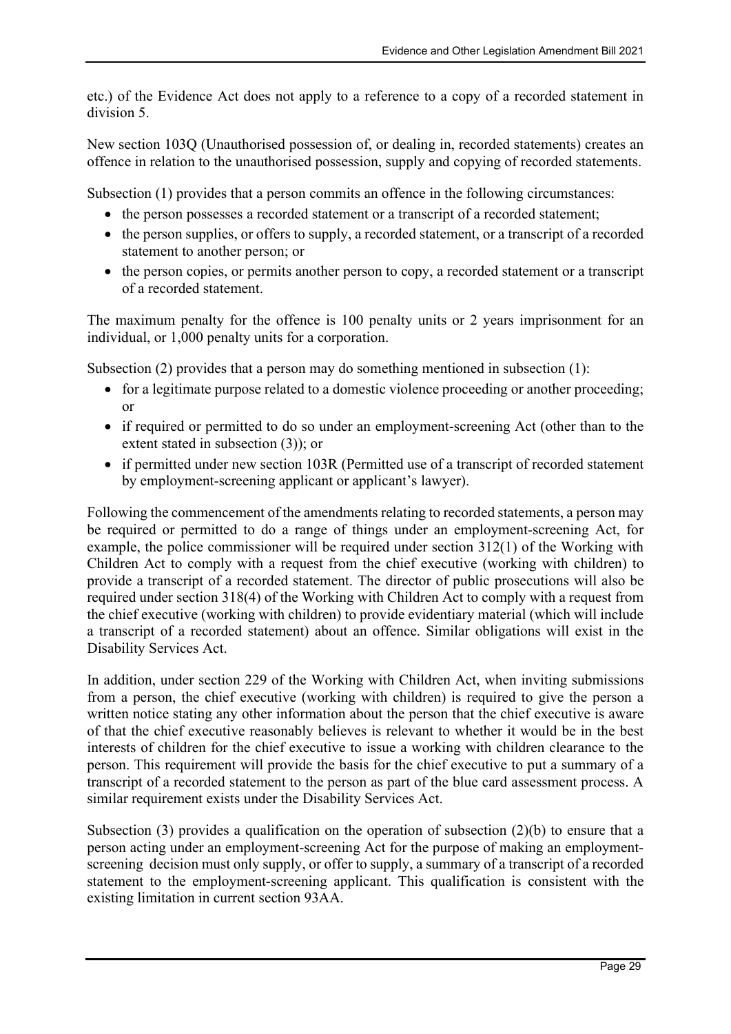etc.) of the Evidence Act does not apply to a reference to a copy of a recorded statement in division 5.

New section 103Q (Unauthorised possession of, or dealing in, recorded statements) creates an offence in relation to the unauthorised possession, supply and copying of recorded statements.

Subsection (1) provides that a person commits an offence in the following circumstances:

- the person possesses a recorded statement or a transcript of a recorded statement;
- the person supplies, or offers to supply, a recorded statement, or a transcript of a recorded statement to another person; or
- the person copies, or permits another person to copy, a recorded statement or a transcript of a recorded statement.

The maximum penalty for the offence is 100 penalty units or 2 years imprisonment for an individual, or 1,000 penalty units for a corporation.

Subsection (2) provides that a person may do something mentioned in subsection (1):

- for a legitimate purpose related to a domestic violence proceeding or another proceeding; or
- if required or permitted to do so under an employment-screening Act (other than to the extent stated in subsection (3)); or
- if permitted under new section 103R (Permitted use of a transcript of recorded statement by employment-screening applicant or applicant's lawyer).

Following the commencement of the amendments relating to recorded statements, a person may be required or permitted to do a range of things under an employment-screening Act, for example, the police commissioner will be required under section 312(1) of the Working with Children Act to comply with a request from the chief executive (working with children) to provide a transcript of a recorded statement. The director of public prosecutions will also be required under section 318(4) of the Working with Children Act to comply with a request from the chief executive (working with children) to provide evidentiary material (which will include a transcript of a recorded statement) about an offence. Similar obligations will exist in the Disability Services Act.

In addition, under section 229 of the Working with Children Act, when inviting submissions from a person, the chief executive (working with children) is required to give the person a written notice stating any other information about the person that the chief executive is aware of that the chief executive reasonably believes is relevant to whether it would be in the best interests of children for the chief executive to issue a working with children clearance to the person. This requirement will provide the basis for the chief executive to put a summary of a transcript of a recorded statement to the person as part of the blue card assessment process. A similar requirement exists under the Disability Services Act.

Subsection (3) provides a qualification on the operation of subsection (2)(b) to ensure that a person acting under an employment-screening Act for the purpose of making an employment-screening decision must only supply, or offer to supply, a summary of a transcript of a recorded statement to the employment-screening applicant. This qualification is consistent with the existing limitation in current section 93AA.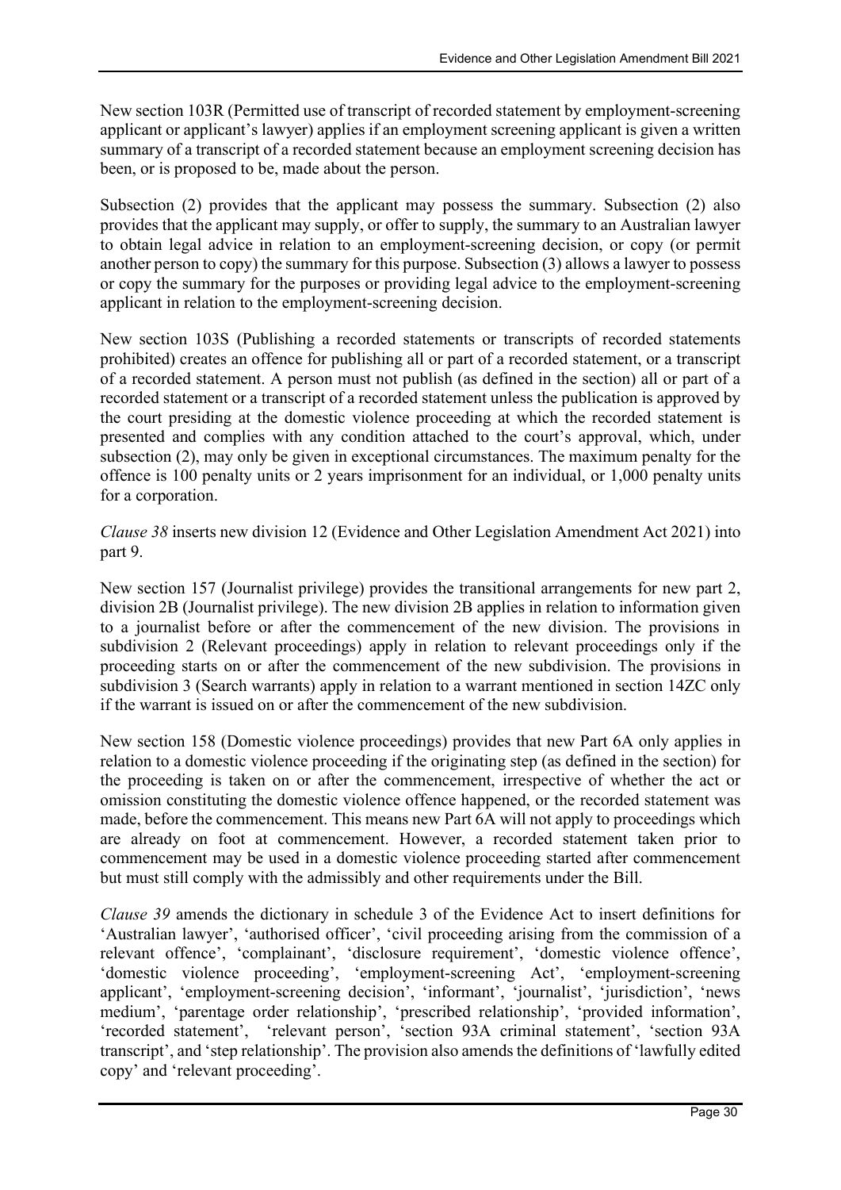New section 103R (Permitted use of transcript of recorded statement by employment-screening applicant or applicant's lawyer) applies if an employment screening applicant is given a written summary of a transcript of a recorded statement because an employment screening decision has been, or is proposed to be, made about the person.

Subsection (2) provides that the applicant may possess the summary. Subsection (2) also provides that the applicant may supply, or offer to supply, the summary to an Australian lawyer to obtain legal advice in relation to an employment-screening decision, or copy (or permit another person to copy) the summary for this purpose. Subsection (3) allows a lawyer to possess or copy the summary for the purposes or providing legal advice to the employment-screening applicant in relation to the employment-screening decision.

New section 103S (Publishing a recorded statements or transcripts of recorded statements prohibited) creates an offence for publishing all or part of a recorded statement, or a transcript of a recorded statement. A person must not publish (as defined in the section) all or part of a recorded statement or a transcript of a recorded statement unless the publication is approved by the court presiding at the domestic violence proceeding at which the recorded statement is presented and complies with any condition attached to the court's approval, which, under subsection (2), may only be given in exceptional circumstances. The maximum penalty for the offence is 100 penalty units or 2 years imprisonment for an individual, or 1,000 penalty units for a corporation.

*Clause 38* inserts new division 12 (Evidence and Other Legislation Amendment Act 2021) into part 9.

New section 157 (Journalist privilege) provides the transitional arrangements for new part 2, division 2B (Journalist privilege). The new division 2B applies in relation to information given to a journalist before or after the commencement of the new division. The provisions in subdivision 2 (Relevant proceedings) apply in relation to relevant proceedings only if the proceeding starts on or after the commencement of the new subdivision. The provisions in subdivision 3 (Search warrants) apply in relation to a warrant mentioned in section 14ZC only if the warrant is issued on or after the commencement of the new subdivision.

New section 158 (Domestic violence proceedings) provides that new Part 6A only applies in relation to a domestic violence proceeding if the originating step (as defined in the section) for the proceeding is taken on or after the commencement, irrespective of whether the act or omission constituting the domestic violence offence happened, or the recorded statement was made, before the commencement. This means new Part 6A will not apply to proceedings which are already on foot at commencement. However, a recorded statement taken prior to commencement may be used in a domestic violence proceeding started after commencement but must still comply with the admissibly and other requirements under the Bill.

*Clause 39* amends the dictionary in schedule 3 of the Evidence Act to insert definitions for 'Australian lawyer', 'authorised officer', 'civil proceeding arising from the commission of a relevant offence', 'complainant', 'disclosure requirement', 'domestic violence offence', 'domestic violence proceeding', 'employment-screening Act', 'employment-screening applicant', 'employment-screening decision', 'informant', 'journalist', 'jurisdiction', 'news medium', 'parentage order relationship', 'prescribed relationship', 'provided information', 'recorded statement', 'relevant person', 'section 93A criminal statement', 'section 93A transcript', and 'step relationship'. The provision also amends the definitions of 'lawfully edited copy' and 'relevant proceeding'.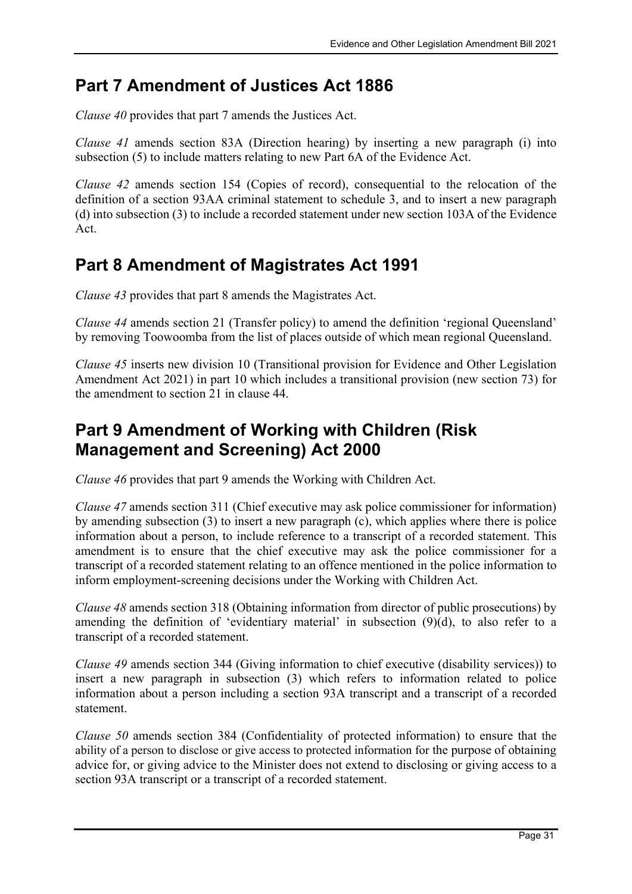## Part 7 Amendment of Justices Act 1886

*Clause 40* provides that part 7 amends the Justices Act.

*Clause 41* amends section 83A (Direction hearing) by inserting a new paragraph (i) into subsection (5) to include matters relating to new Part 6A of the Evidence Act.

*Clause 42* amends section 154 (Copies of record), consequential to the relocation of the definition of a section 93AA criminal statement to schedule 3, and to insert a new paragraph (d) into subsection (3) to include a recorded statement under new section 103A of the Evidence Act.

## Part 8 Amendment of Magistrates Act 1991

*Clause 43* provides that part 8 amends the Magistrates Act.

*Clause 44* amends section 21 (Transfer policy) to amend the definition 'regional Queensland' by removing Toowoomba from the list of places outside of which mean regional Queensland.

*Clause 45* inserts new division 10 (Transitional provision for Evidence and Other Legislation Amendment Act 2021) in part 10 which includes a transitional provision (new section 73) for the amendment to section 21 in clause 44.

## Part 9 Amendment of Working with Children (Risk Management and Screening) Act 2000

*Clause 46* provides that part 9 amends the Working with Children Act.

*Clause 47* amends section 311 (Chief executive may ask police commissioner for information) by amending subsection (3) to insert a new paragraph (c), which applies where there is police information about a person, to include reference to a transcript of a recorded statement. This amendment is to ensure that the chief executive may ask the police commissioner for a transcript of a recorded statement relating to an offence mentioned in the police information to inform employment-screening decisions under the Working with Children Act.

*Clause 48* amends section 318 (Obtaining information from director of public prosecutions) by amending the definition of 'evidentiary material' in subsection (9)(d), to also refer to a transcript of a recorded statement.

*Clause 49* amends section 344 (Giving information to chief executive (disability services)) to insert a new paragraph in subsection (3) which refers to information related to police information about a person including a section 93A transcript and a transcript of a recorded statement.

*Clause 50* amends section 384 (Confidentiality of protected information) to ensure that the ability of a person to disclose or give access to protected information for the purpose of obtaining advice for, or giving advice to the Minister does not extend to disclosing or giving access to a section 93A transcript or a transcript of a recorded statement.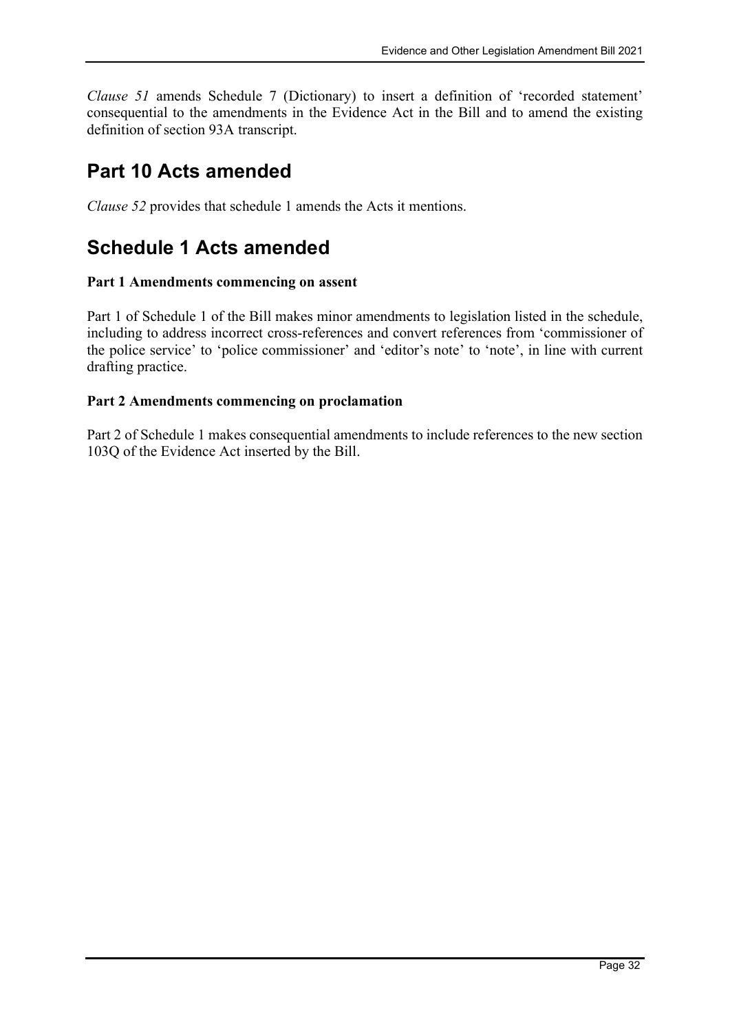*Clause 51* amends Schedule 7 (Dictionary) to insert a definition of 'recorded statement' consequential to the amendments in the Evidence Act in the Bill and to amend the existing definition of section 93A transcript.

## Part 10 Acts amended

*Clause 52* provides that schedule 1 amends the Acts it mentions.

## Schedule 1 Acts amended

**Part 1 Amendments commencing on assent**

Part 1 of Schedule 1 of the Bill makes minor amendments to legislation listed in the schedule, including to address incorrect cross-references and convert references from 'commissioner of the police service' to 'police commissioner' and 'editor's note' to 'note', in line with current drafting practice.

**Part 2 Amendments commencing on proclamation**

Part 2 of Schedule 1 makes consequential amendments to include references to the new section 103Q of the Evidence Act inserted by the Bill.